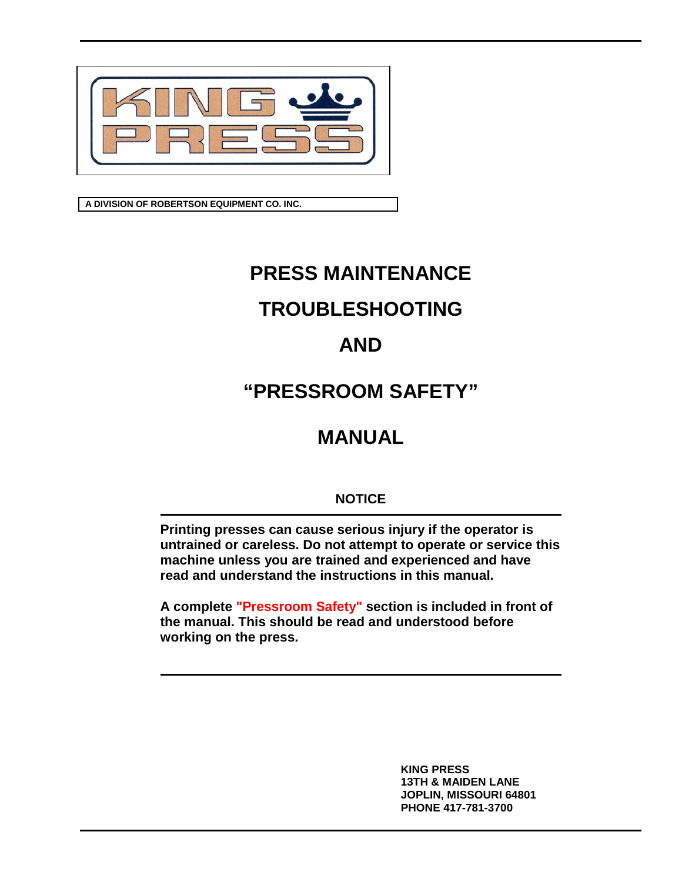KING PRESS

A DIVISION OF ROBERTSON EQUIPMENT CO. INC.

# PRESS MAINTENANCE

# TROUBLESHOOTING

# AND

# "PRESSROOM SAFETY"

# MANUAL

### NOTICE

**Printing presses can cause serious injury if the operator is untrained or careless. Do not attempt to operate or service this machine unless you are trained and experienced and have read and understand the instructions in this manual.**

**A complete "Pressroom Safety" section is included in front of the manual. This should be read and understood before working on the press.**

**KING PRESS**
**13TH & MAIDEN LANE**
**JOPLIN, MISSOURI 64801**
**PHONE 417-781-3700**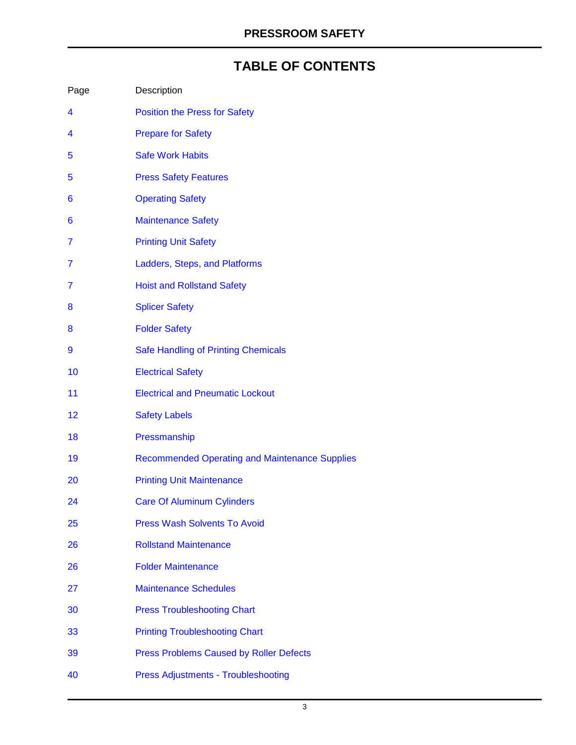# TABLE OF CONTENTS

| Page | Description |
| --- | --- |
| 4 | Position the Press for Safety |
| 4 | Prepare for Safety |
| 5 | Safe Work Habits |
| 5 | Press Safety Features |
| 6 | Operating Safety |
| 6 | Maintenance Safety |
| 7 | Printing Unit Safety |
| 7 | Ladders, Steps, and Platforms |
| 7 | Hoist and Rollstand Safety |
| 8 | Splicer Safety |
| 8 | Folder Safety |
| 9 | Safe Handling of Printing Chemicals |
| 10 | Electrical Safety |
| 11 | Electrical and Pneumatic Lockout |
| 12 | Safety Labels |
| 18 | Pressmanship |
| 19 | Recommended Operating and Maintenance Supplies |
| 20 | Printing Unit Maintenance |
| 24 | Care Of Aluminum Cylinders |
| 25 | Press Wash Solvents To Avoid |
| 26 | Rollstand Maintenance |
| 26 | Folder Maintenance |
| 27 | Maintenance Schedules |
| 30 | Press Troubleshooting Chart |
| 33 | Printing Troubleshooting Chart |
| 39 | Press Problems Caused by Roller Defects |
| 40 | Press Adjustments - Troubleshooting |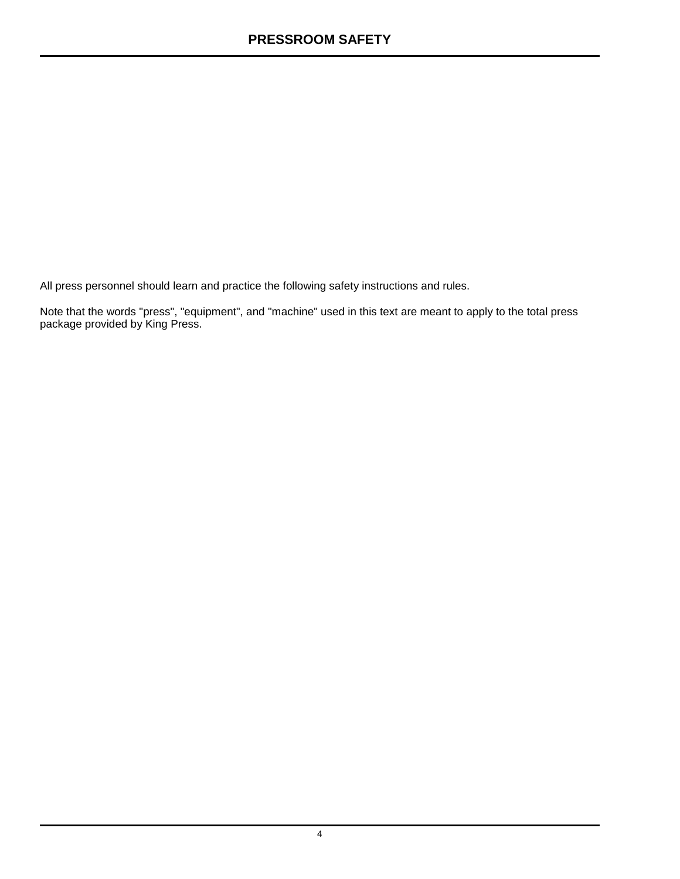# PRESSROOM SAFETY

All press personnel should learn and practice the following safety instructions and rules.

Note that the words "press", "equipment", and "machine" used in this text are meant to apply to the total press package provided by King Press.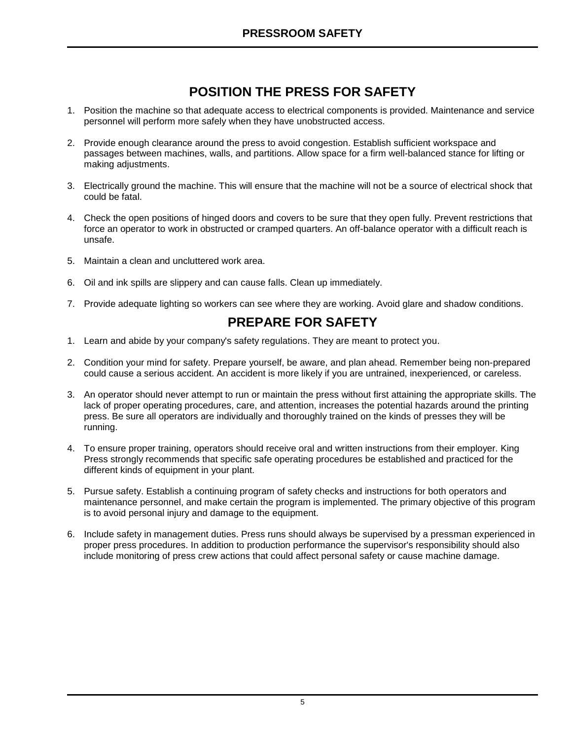## POSITION THE PRESS FOR SAFETY

1. Position the machine so that adequate access to electrical components is provided. Maintenance and service personnel will perform more safely when they have unobstructed access.

2. Provide enough clearance around the press to avoid congestion. Establish sufficient workspace and passages between machines, walls, and partitions. Allow space for a firm well-balanced stance for lifting or making adjustments.

3. Electrically ground the machine. This will ensure that the machine will not be a source of electrical shock that could be fatal.

4. Check the open positions of hinged doors and covers to be sure that they open fully. Prevent restrictions that force an operator to work in obstructed or cramped quarters. An off-balance operator with a difficult reach is unsafe.

5. Maintain a clean and uncluttered work area.

6. Oil and ink spills are slippery and can cause falls. Clean up immediately.

7. Provide adequate lighting so workers can see where they are working. Avoid glare and shadow conditions.

## PREPARE FOR SAFETY

1. Learn and abide by your company's safety regulations. They are meant to protect you.

2. Condition your mind for safety. Prepare yourself, be aware, and plan ahead. Remember being non-prepared could cause a serious accident. An accident is more likely if you are untrained, inexperienced, or careless.

3. An operator should never attempt to run or maintain the press without first attaining the appropriate skills. The lack of proper operating procedures, care, and attention, increases the potential hazards around the printing press. Be sure all operators are individually and thoroughly trained on the kinds of presses they will be running.

4. To ensure proper training, operators should receive oral and written instructions from their employer. King Press strongly recommends that specific safe operating procedures be established and practiced for the different kinds of equipment in your plant.

5. Pursue safety. Establish a continuing program of safety checks and instructions for both operators and maintenance personnel, and make certain the program is implemented. The primary objective of this program is to avoid personal injury and damage to the equipment.

6. Include safety in management duties. Press runs should always be supervised by a pressman experienced in proper press procedures. In addition to production performance the supervisor's responsibility should also include monitoring of press crew actions that could affect personal safety or cause machine damage.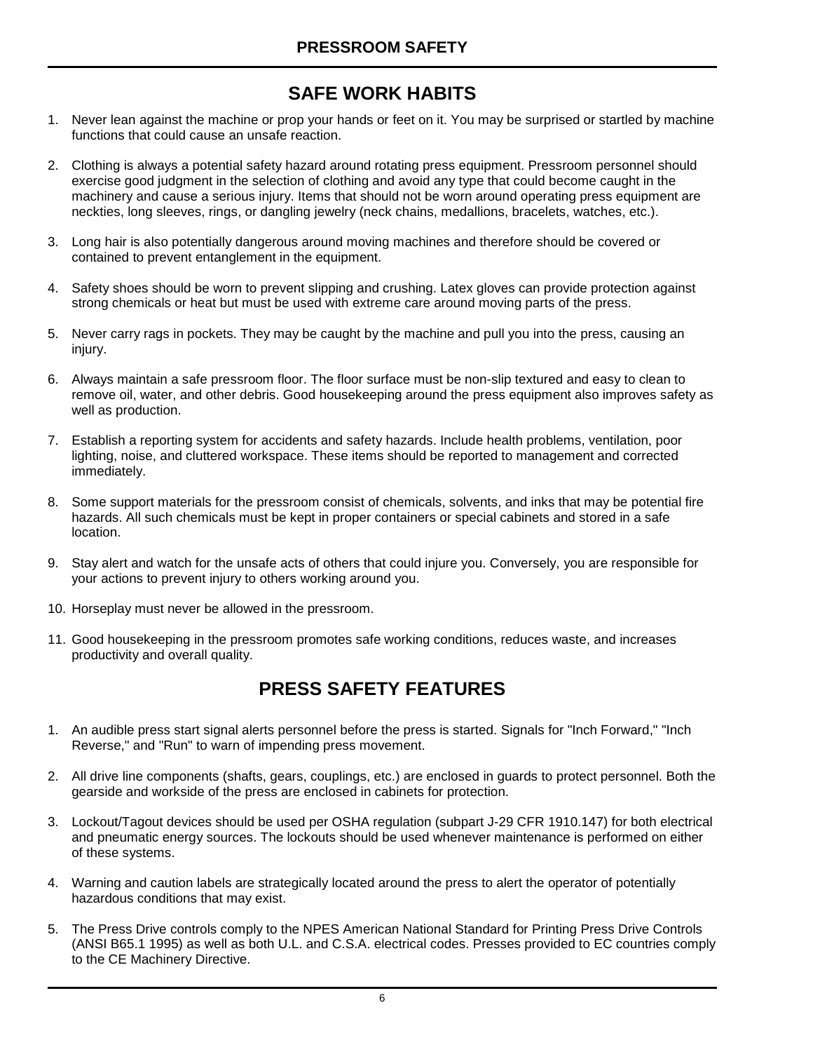# PRESSROOM SAFETY

## SAFE WORK HABITS

1. Never lean against the machine or prop your hands or feet on it. You may be surprised or startled by machine functions that could cause an unsafe reaction.
2. Clothing is always a potential safety hazard around rotating press equipment. Pressroom personnel should exercise good judgment in the selection of clothing and avoid any type that could become caught in the machinery and cause a serious injury. Items that should not be worn around operating press equipment are neckties, long sleeves, rings, or dangling jewelry (neck chains, medallions, bracelets, watches, etc.).
3. Long hair is also potentially dangerous around moving machines and therefore should be covered or contained to prevent entanglement in the equipment.
4. Safety shoes should be worn to prevent slipping and crushing. Latex gloves can provide protection against strong chemicals or heat but must be used with extreme care around moving parts of the press.
5. Never carry rags in pockets. They may be caught by the machine and pull you into the press, causing an injury.
6. Always maintain a safe pressroom floor. The floor surface must be non-slip textured and easy to clean to remove oil, water, and other debris. Good housekeeping around the press equipment also improves safety as well as production.
7. Establish a reporting system for accidents and safety hazards. Include health problems, ventilation, poor lighting, noise, and cluttered workspace. These items should be reported to management and corrected immediately.
8. Some support materials for the pressroom consist of chemicals, solvents, and inks that may be potential fire hazards. All such chemicals must be kept in proper containers or special cabinets and stored in a safe location.
9. Stay alert and watch for the unsafe acts of others that could injure you. Conversely, you are responsible for your actions to prevent injury to others working around you.
10. Horseplay must never be allowed in the pressroom.
11. Good housekeeping in the pressroom promotes safe working conditions, reduces waste, and increases productivity and overall quality.

## PRESS SAFETY FEATURES

1. An audible press start signal alerts personnel before the press is started. Signals for "Inch Forward," "Inch Reverse," and "Run" to warn of impending press movement.
2. All drive line components (shafts, gears, couplings, etc.) are enclosed in guards to protect personnel. Both the gearside and workside of the press are enclosed in cabinets for protection.
3. Lockout/Tagout devices should be used per OSHA regulation (subpart J-29 CFR 1910.147) for both electrical and pneumatic energy sources. The lockouts should be used whenever maintenance is performed on either of these systems.
4. Warning and caution labels are strategically located around the press to alert the operator of potentially hazardous conditions that may exist.
5. The Press Drive controls comply to the NPES American National Standard for Printing Press Drive Controls (ANSI B65.1 1995) as well as both U.L. and C.S.A. electrical codes. Presses provided to EC countries comply to the CE Machinery Directive.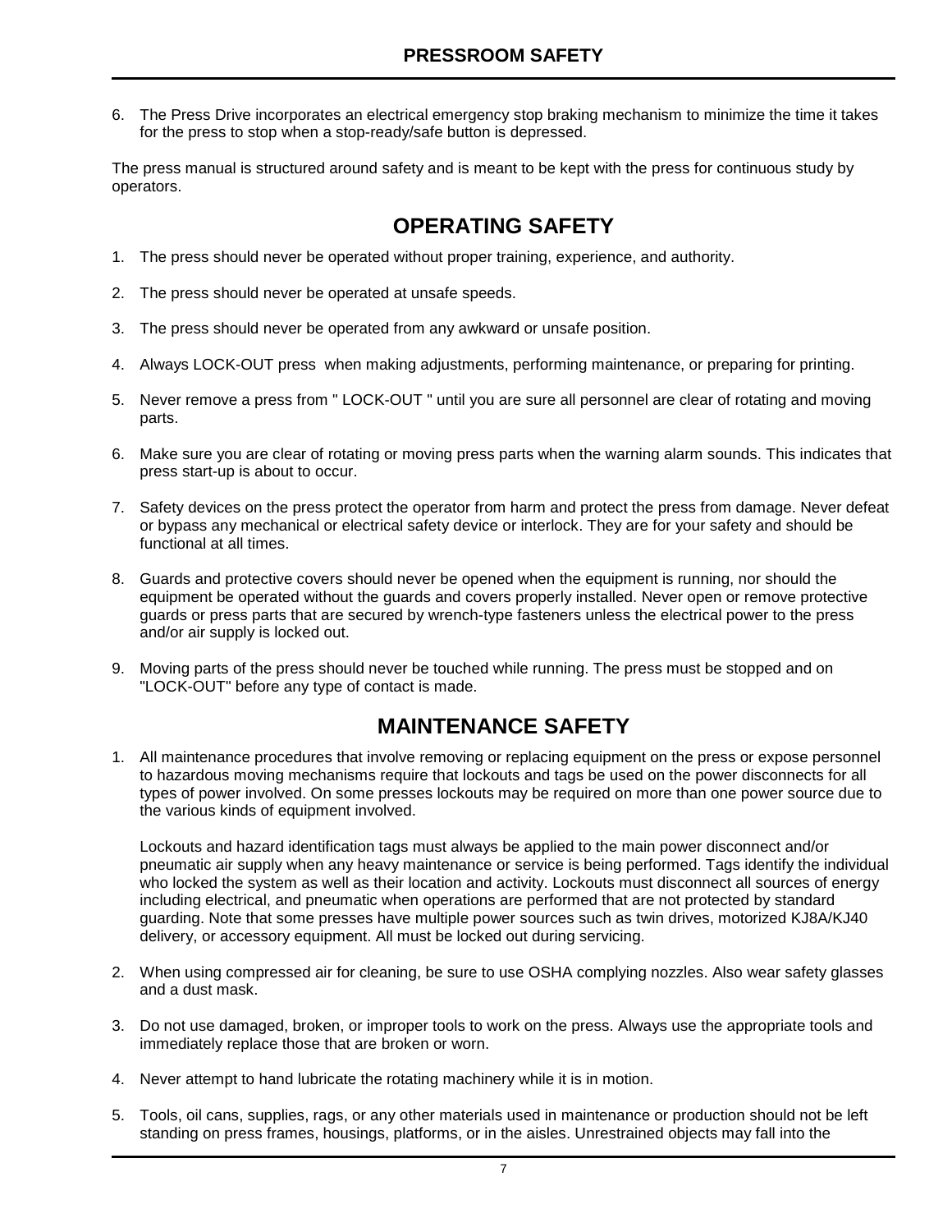6. The Press Drive incorporates an electrical emergency stop braking mechanism to minimize the time it takes for the press to stop when a stop-ready/safe button is depressed.

The press manual is structured around safety and is meant to be kept with the press for continuous study by operators.

## OPERATING SAFETY

1. The press should never be operated without proper training, experience, and authority.

2. The press should never be operated at unsafe speeds.

3. The press should never be operated from any awkward or unsafe position.

4. Always LOCK-OUT press when making adjustments, performing maintenance, or preparing for printing.

5. Never remove a press from " LOCK-OUT " until you are sure all personnel are clear of rotating and moving parts.

6. Make sure you are clear of rotating or moving press parts when the warning alarm sounds. This indicates that press start-up is about to occur.

7. Safety devices on the press protect the operator from harm and protect the press from damage. Never defeat or bypass any mechanical or electrical safety device or interlock. They are for your safety and should be functional at all times.

8. Guards and protective covers should never be opened when the equipment is running, nor should the equipment be operated without the guards and covers properly installed. Never open or remove protective guards or press parts that are secured by wrench-type fasteners unless the electrical power to the press and/or air supply is locked out.

9. Moving parts of the press should never be touched while running. The press must be stopped and on "LOCK-OUT" before any type of contact is made.

## MAINTENANCE SAFETY

1. All maintenance procedures that involve removing or replacing equipment on the press or expose personnel to hazardous moving mechanisms require that lockouts and tags be used on the power disconnects for all types of power involved. On some presses lockouts may be required on more than one power source due to the various kinds of equipment involved.

   Lockouts and hazard identification tags must always be applied to the main power disconnect and/or pneumatic air supply when any heavy maintenance or service is being performed. Tags identify the individual who locked the system as well as their location and activity. Lockouts must disconnect all sources of energy including electrical, and pneumatic when operations are performed that are not protected by standard guarding. Note that some presses have multiple power sources such as twin drives, motorized KJ8A/KJ40 delivery, or accessory equipment. All must be locked out during servicing.

2. When using compressed air for cleaning, be sure to use OSHA complying nozzles. Also wear safety glasses and a dust mask.

3. Do not use damaged, broken, or improper tools to work on the press. Always use the appropriate tools and immediately replace those that are broken or worn.

4. Never attempt to hand lubricate the rotating machinery while it is in motion.

5. Tools, oil cans, supplies, rags, or any other materials used in maintenance or production should not be left standing on press frames, housings, platforms, or in the aisles. Unrestrained objects may fall into the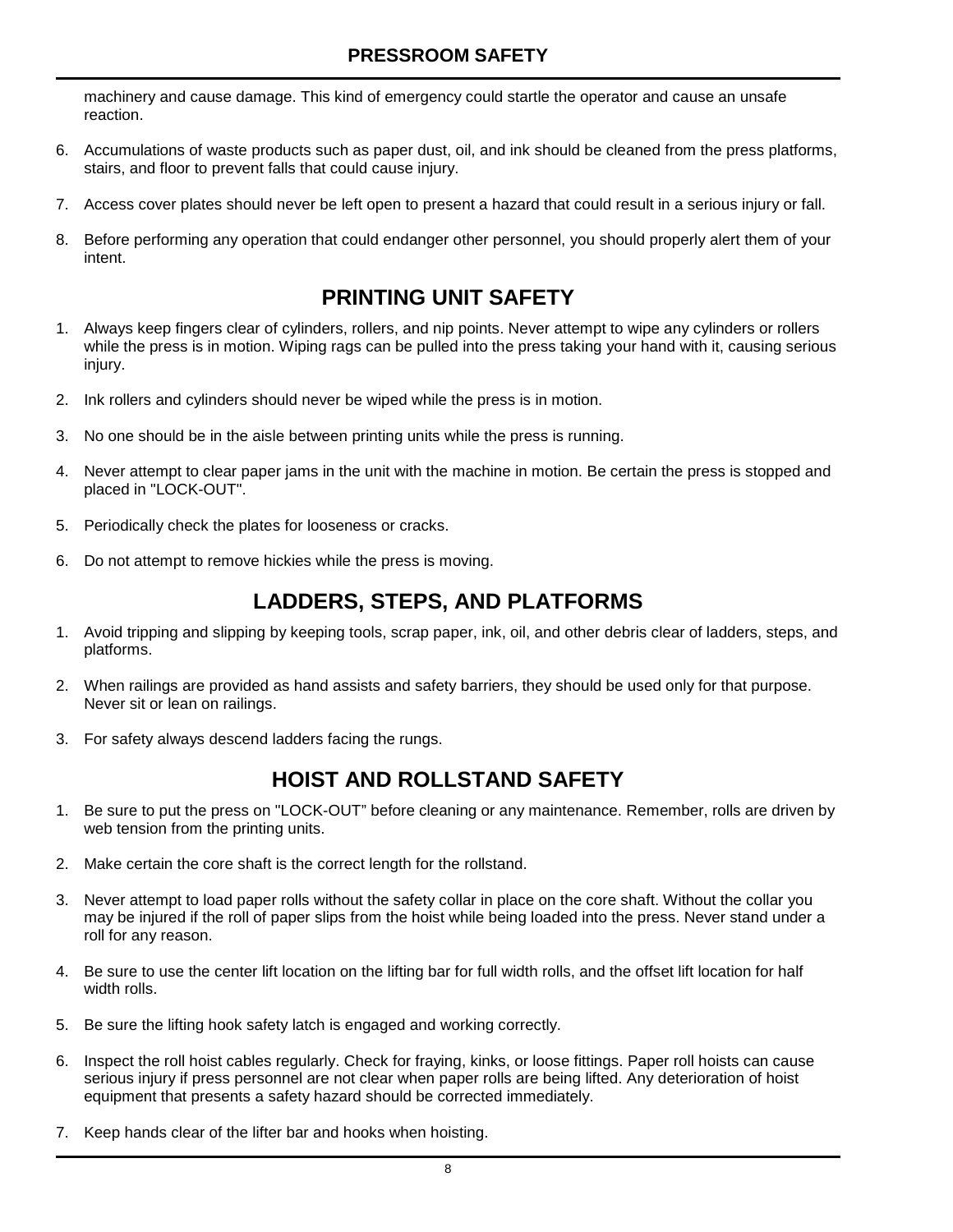machinery and cause damage. This kind of emergency could startle the operator and cause an unsafe reaction.

6. Accumulations of waste products such as paper dust, oil, and ink should be cleaned from the press platforms, stairs, and floor to prevent falls that could cause injury.

7. Access cover plates should never be left open to present a hazard that could result in a serious injury or fall.

8. Before performing any operation that could endanger other personnel, you should properly alert them of your intent.

## PRINTING UNIT SAFETY

1. Always keep fingers clear of cylinders, rollers, and nip points. Never attempt to wipe any cylinders or rollers while the press is in motion. Wiping rags can be pulled into the press taking your hand with it, causing serious injury.

2. Ink rollers and cylinders should never be wiped while the press is in motion.

3. No one should be in the aisle between printing units while the press is running.

4. Never attempt to clear paper jams in the unit with the machine in motion. Be certain the press is stopped and placed in "LOCK-OUT".

5. Periodically check the plates for looseness or cracks.

6. Do not attempt to remove hickies while the press is moving.

## LADDERS, STEPS, AND PLATFORMS

1. Avoid tripping and slipping by keeping tools, scrap paper, ink, oil, and other debris clear of ladders, steps, and platforms.

2. When railings are provided as hand assists and safety barriers, they should be used only for that purpose. Never sit or lean on railings.

3. For safety always descend ladders facing the rungs.

## HOIST AND ROLLSTAND SAFETY

1. Be sure to put the press on "LOCK-OUT" before cleaning or any maintenance. Remember, rolls are driven by web tension from the printing units.

2. Make certain the core shaft is the correct length for the rollstand.

3. Never attempt to load paper rolls without the safety collar in place on the core shaft. Without the collar you may be injured if the roll of paper slips from the hoist while being loaded into the press. Never stand under a roll for any reason.

4. Be sure to use the center lift location on the lifting bar for full width rolls, and the offset lift location for half width rolls.

5. Be sure the lifting hook safety latch is engaged and working correctly.

6. Inspect the roll hoist cables regularly. Check for fraying, kinks, or loose fittings. Paper roll hoists can cause serious injury if press personnel are not clear when paper rolls are being lifted. Any deterioration of hoist equipment that presents a safety hazard should be corrected immediately.

7. Keep hands clear of the lifter bar and hooks when hoisting.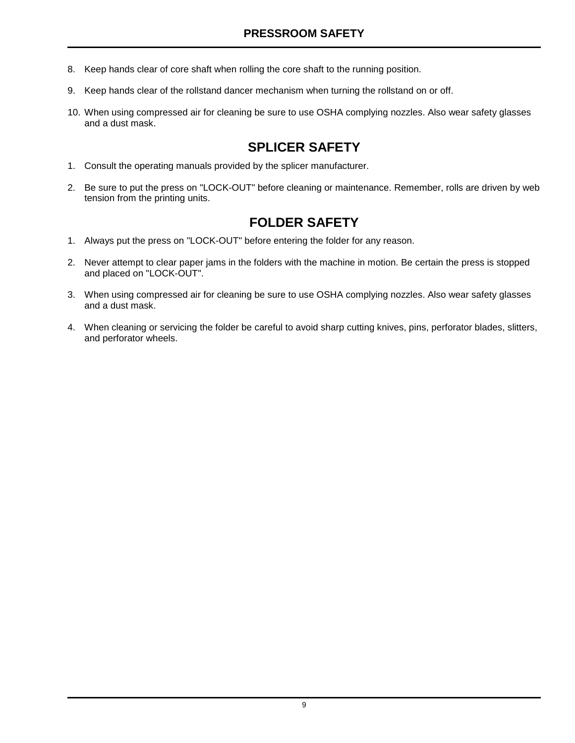8. Keep hands clear of core shaft when rolling the core shaft to the running position.
9. Keep hands clear of the rollstand dancer mechanism when turning the rollstand on or off.
10. When using compressed air for cleaning be sure to use OSHA complying nozzles. Also wear safety glasses and a dust mask.

## SPLICER SAFETY

1. Consult the operating manuals provided by the splicer manufacturer.
2. Be sure to put the press on "LOCK-OUT" before cleaning or maintenance. Remember, rolls are driven by web tension from the printing units.

## FOLDER SAFETY

1. Always put the press on "LOCK-OUT" before entering the folder for any reason.
2. Never attempt to clear paper jams in the folders with the machine in motion. Be certain the press is stopped and placed on "LOCK-OUT".
3. When using compressed air for cleaning be sure to use OSHA complying nozzles. Also wear safety glasses and a dust mask.
4. When cleaning or servicing the folder be careful to avoid sharp cutting knives, pins, perforator blades, slitters, and perforator wheels.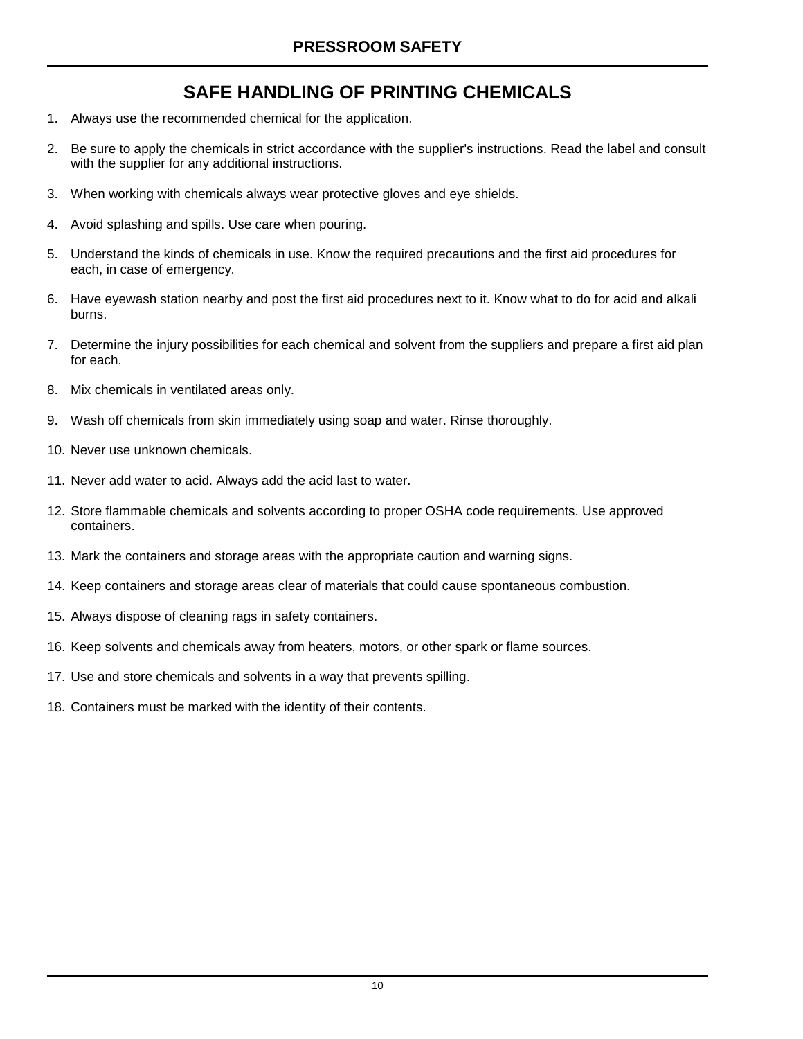# SAFE HANDLING OF PRINTING CHEMICALS

1. Always use the recommended chemical for the application.
2. Be sure to apply the chemicals in strict accordance with the supplier's instructions. Read the label and consult with the supplier for any additional instructions.
3. When working with chemicals always wear protective gloves and eye shields.
4. Avoid splashing and spills. Use care when pouring.
5. Understand the kinds of chemicals in use. Know the required precautions and the first aid procedures for each, in case of emergency.
6. Have eyewash station nearby and post the first aid procedures next to it. Know what to do for acid and alkali burns.
7. Determine the injury possibilities for each chemical and solvent from the suppliers and prepare a first aid plan for each.
8. Mix chemicals in ventilated areas only.
9. Wash off chemicals from skin immediately using soap and water. Rinse thoroughly.
10. Never use unknown chemicals.
11. Never add water to acid. Always add the acid last to water.
12. Store flammable chemicals and solvents according to proper OSHA code requirements. Use approved containers.
13. Mark the containers and storage areas with the appropriate caution and warning signs.
14. Keep containers and storage areas clear of materials that could cause spontaneous combustion.
15. Always dispose of cleaning rags in safety containers.
16. Keep solvents and chemicals away from heaters, motors, or other spark or flame sources.
17. Use and store chemicals and solvents in a way that prevents spilling.
18. Containers must be marked with the identity of their contents.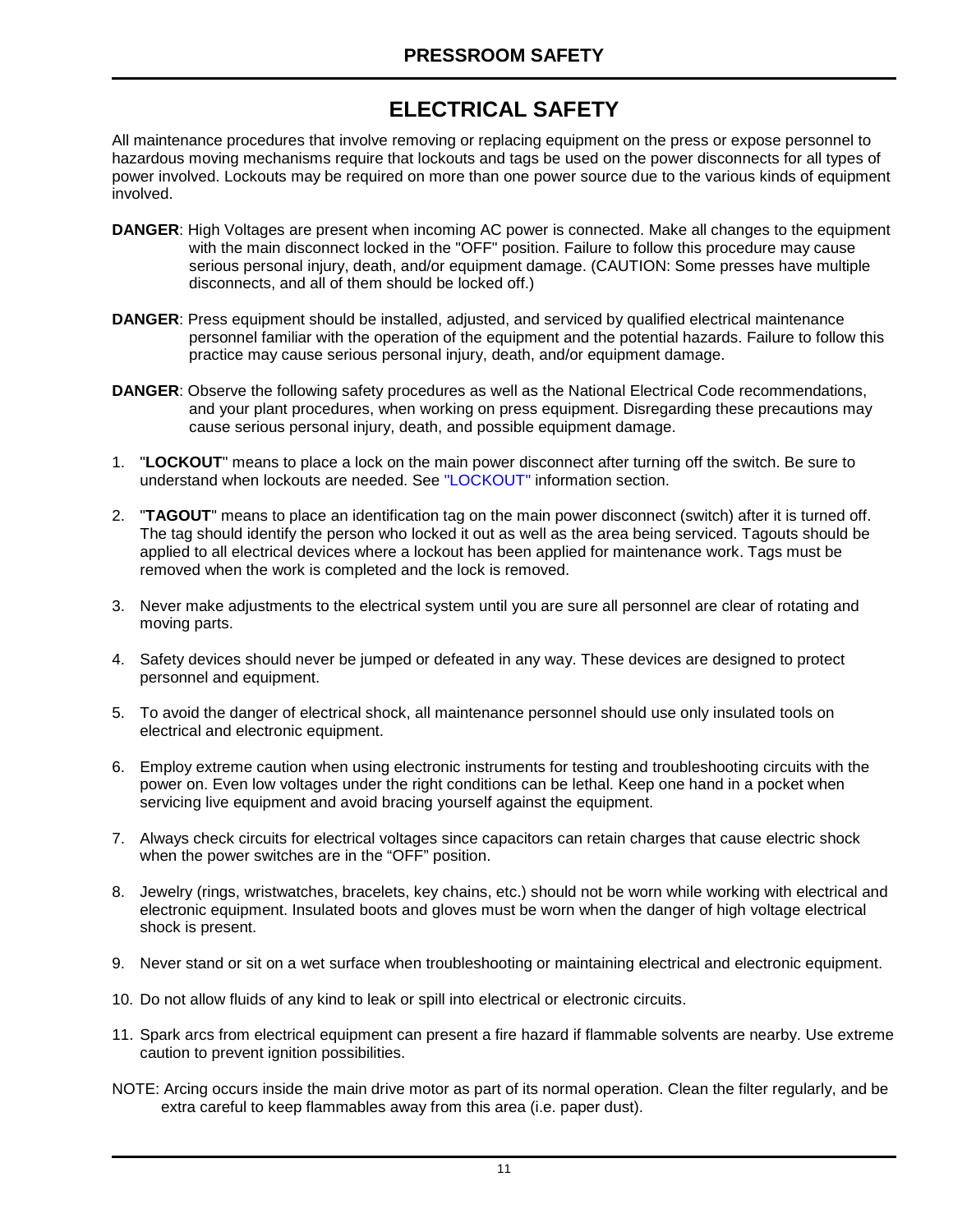# ELECTRICAL SAFETY

All maintenance procedures that involve removing or replacing equipment on the press or expose personnel to hazardous moving mechanisms require that lockouts and tags be used on the power disconnects for all types of power involved. Lockouts may be required on more than one power source due to the various kinds of equipment involved.

**DANGER**: High Voltages are present when incoming AC power is connected. Make all changes to the equipment with the main disconnect locked in the "OFF" position. Failure to follow this procedure may cause serious personal injury, death, and/or equipment damage. (CAUTION: Some presses have multiple disconnects, and all of them should be locked off.)

**DANGER**: Press equipment should be installed, adjusted, and serviced by qualified electrical maintenance personnel familiar with the operation of the equipment and the potential hazards. Failure to follow this practice may cause serious personal injury, death, and/or equipment damage.

**DANGER**: Observe the following safety procedures as well as the National Electrical Code recommendations, and your plant procedures, when working on press equipment. Disregarding these precautions may cause serious personal injury, death, and possible equipment damage.

1. "**LOCKOUT**" means to place a lock on the main power disconnect after turning off the switch. Be sure to understand when lockouts are needed. See "LOCKOUT" information section.
2. "**TAGOUT**" means to place an identification tag on the main power disconnect (switch) after it is turned off. The tag should identify the person who locked it out as well as the area being serviced. Tagouts should be applied to all electrical devices where a lockout has been applied for maintenance work. Tags must be removed when the work is completed and the lock is removed.
3. Never make adjustments to the electrical system until you are sure all personnel are clear of rotating and moving parts.
4. Safety devices should never be jumped or defeated in any way. These devices are designed to protect personnel and equipment.
5. To avoid the danger of electrical shock, all maintenance personnel should use only insulated tools on electrical and electronic equipment.
6. Employ extreme caution when using electronic instruments for testing and troubleshooting circuits with the power on. Even low voltages under the right conditions can be lethal. Keep one hand in a pocket when servicing live equipment and avoid bracing yourself against the equipment.
7. Always check circuits for electrical voltages since capacitors can retain charges that cause electric shock when the power switches are in the “OFF” position.
8. Jewelry (rings, wristwatches, bracelets, key chains, etc.) should not be worn while working with electrical and electronic equipment. Insulated boots and gloves must be worn when the danger of high voltage electrical shock is present.
9. Never stand or sit on a wet surface when troubleshooting or maintaining electrical and electronic equipment.
10. Do not allow fluids of any kind to leak or spill into electrical or electronic circuits.
11. Spark arcs from electrical equipment can present a fire hazard if flammable solvents are nearby. Use extreme caution to prevent ignition possibilities.

NOTE: Arcing occurs inside the main drive motor as part of its normal operation. Clean the filter regularly, and be extra careful to keep flammables away from this area (i.e. paper dust).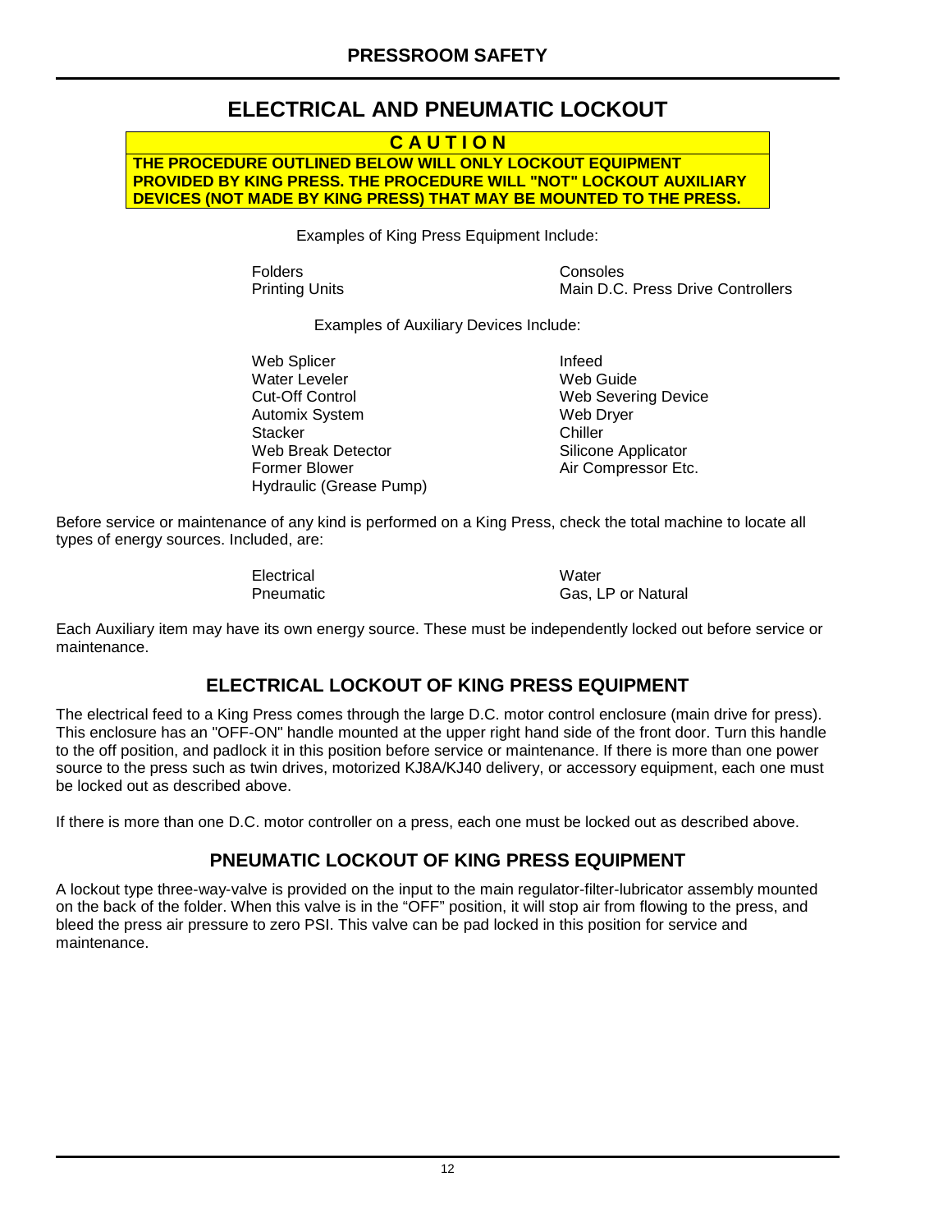# ELECTRICAL AND PNEUMATIC LOCKOUT

**CAUTION**

**THE PROCEDURE OUTLINED BELOW WILL ONLY LOCKOUT EQUIPMENT PROVIDED BY KING PRESS. THE PROCEDURE WILL "NOT" LOCKOUT AUXILIARY DEVICES (NOT MADE BY KING PRESS) THAT MAY BE MOUNTED TO THE PRESS.**

Examples of King Press Equipment Include:

| | |
|---|---|
| Folders | Consoles |
| Printing Units | Main D.C. Press Drive Controllers |

Examples of Auxiliary Devices Include:

| | |
|---|---|
| Web Splicer | Infeed |
| Water Leveler | Web Guide |
| Cut-Off Control | Web Severing Device |
| Automix System | Web Dryer |
| Stacker | Chiller |
| Web Break Detector | Silicone Applicator |
| Former Blower | Air Compressor Etc. |
| Hydraulic (Grease Pump) | |

Before service or maintenance of any kind is performed on a King Press, check the total machine to locate all types of energy sources. Included, are:

| | |
|---|---|
| Electrical | Water |
| Pneumatic | Gas, LP or Natural |

Each Auxiliary item may have its own energy source. These must be independently locked out before service or maintenance.

## ELECTRICAL LOCKOUT OF KING PRESS EQUIPMENT

The electrical feed to a King Press comes through the large D.C. motor control enclosure (main drive for press). This enclosure has an "OFF-ON" handle mounted at the upper right hand side of the front door. Turn this handle to the off position, and padlock it in this position before service or maintenance. If there is more than one power source to the press such as twin drives, motorized KJ8A/KJ40 delivery, or accessory equipment, each one must be locked out as described above.

If there is more than one D.C. motor controller on a press, each one must be locked out as described above.

## PNEUMATIC LOCKOUT OF KING PRESS EQUIPMENT

A lockout type three-way-valve is provided on the input to the main regulator-filter-lubricator assembly mounted on the back of the folder. When this valve is in the “OFF” position, it will stop air from flowing to the press, and bleed the press air pressure to zero PSI. This valve can be pad locked in this position for service and maintenance.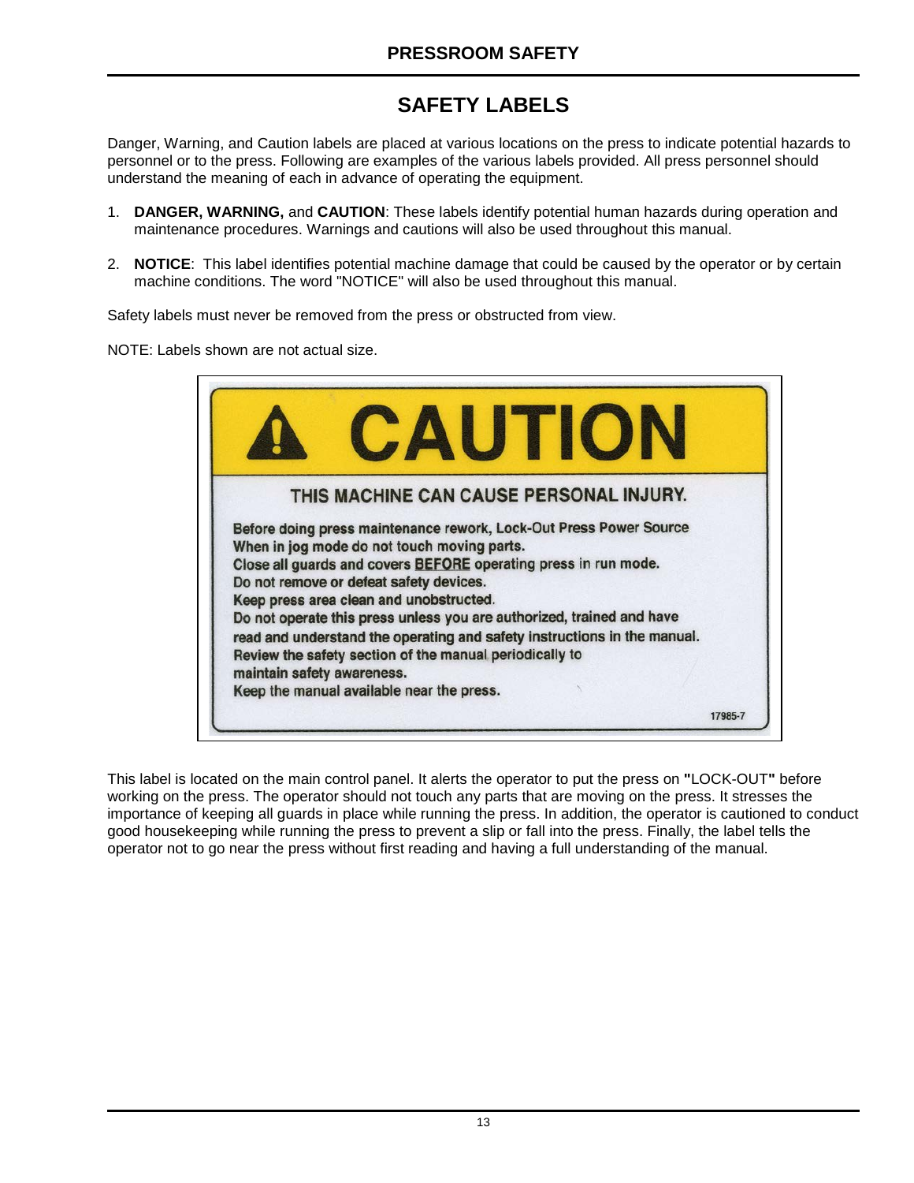## SAFETY LABELS

Danger, Warning, and Caution labels are placed at various locations on the press to indicate potential hazards to personnel or to the press. Following are examples of the various labels provided. All press personnel should understand the meaning of each in advance of operating the equipment.

1. **DANGER, WARNING,** and **CAUTION**: These labels identify potential human hazards during operation and maintenance procedures. Warnings and cautions will also be used throughout this manual.
2. **NOTICE**: This label identifies potential machine damage that could be caused by the operator or by certain machine conditions. The word "NOTICE" will also be used throughout this manual.

Safety labels must never be removed from the press or obstructed from view.

NOTE: Labels shown are not actual size.

CAUTION

THIS MACHINE CAN CAUSE PERSONAL INJURY.

Before doing press maintenance rework, Lock-Out Press Power Source
When in jog mode do not touch moving parts.
Close all guards and covers BEFORE operating press in run mode.
Do not remove or defeat safety devices.
Keep press area clean and unobstructed.
Do not operate this press unless you are authorized, trained and have read and understand the operating and safety instructions in the manual.
Review the safety section of the manual periodically to maintain safety awareness.
Keep the manual available near the press.

17985-7

This label is located on the main control panel. It alerts the operator to put the press on **"**LOCK-OUT**"** before working on the press. The operator should not touch any parts that are moving on the press. It stresses the importance of keeping all guards in place while running the press. In addition, the operator is cautioned to conduct good housekeeping while running the press to prevent a slip or fall into the press. Finally, the label tells the operator not to go near the press without first reading and having a full understanding of the manual.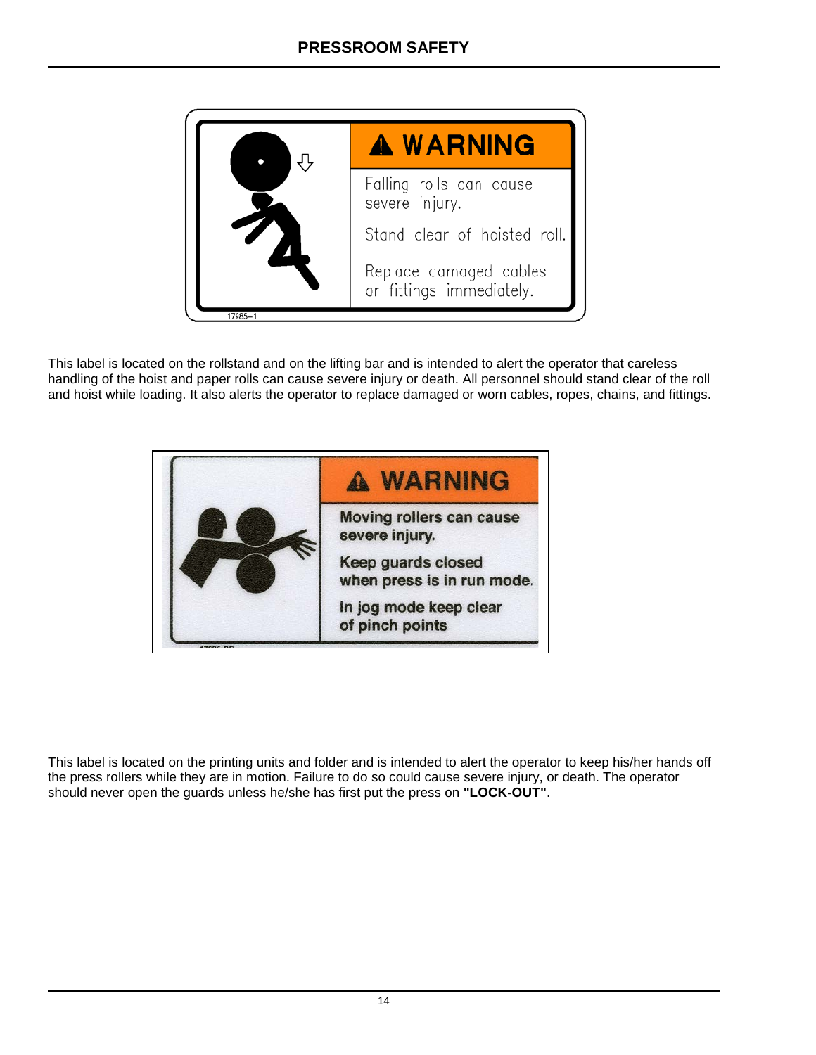## PRESSROOM SAFETY

**⚠ WARNING**

Falling rolls can cause severe injury.

Stand clear of hoisted roll.

Replace damaged cables or fittings immediately.

17985–1

This label is located on the rollstand and on the lifting bar and is intended to alert the operator that careless handling of the hoist and paper rolls can cause severe injury or death. All personnel should stand clear of the roll and hoist while loading. It also alerts the operator to replace damaged or worn cables, ropes, chains, and fittings.

**⚠ WARNING**

**Moving rollers can cause severe injury.**

**Keep guards closed when press is in run mode.**

**In jog mode keep clear of pinch points**

This label is located on the printing units and folder and is intended to alert the operator to keep his/her hands off the press rollers while they are in motion. Failure to do so could cause severe injury, or death. The operator should never open the guards unless he/she has first put the press on **"LOCK-OUT"**.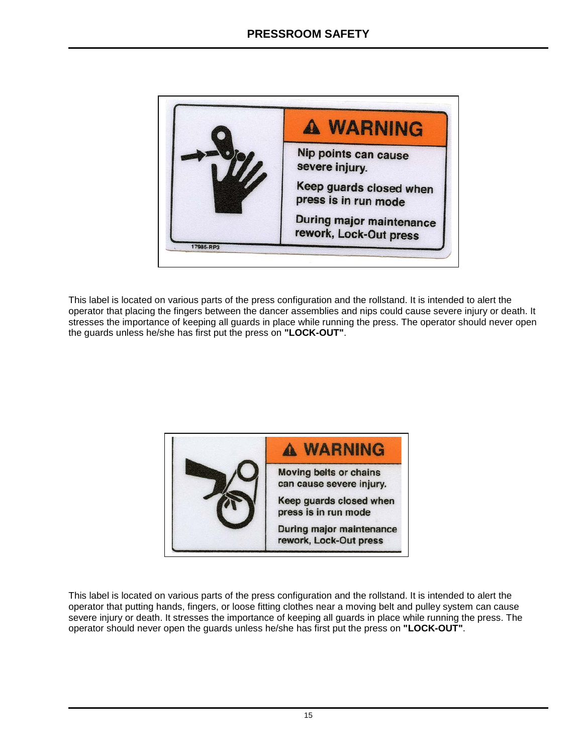**⚠ WARNING**

Nip points can cause severe injury.

Keep guards closed when press is in run mode

During major maintenance rework, Lock-Out press

17985-RP3

This label is located on various parts of the press configuration and the rollstand. It is intended to alert the operator that placing the fingers between the dancer assemblies and nips could cause severe injury or death. It stresses the importance of keeping all guards in place while running the press. The operator should never open the guards unless he/she has first put the press on **"LOCK-OUT"**.

**⚠ WARNING**

Moving belts or chains can cause severe injury.

Keep guards closed when press is in run mode

During major maintenance rework, Lock-Out press

This label is located on various parts of the press configuration and the rollstand. It is intended to alert the operator that putting hands, fingers, or loose fitting clothes near a moving belt and pulley system can cause severe injury or death. It stresses the importance of keeping all guards in place while running the press. The operator should never open the guards unless he/she has first put the press on **"LOCK-OUT"**.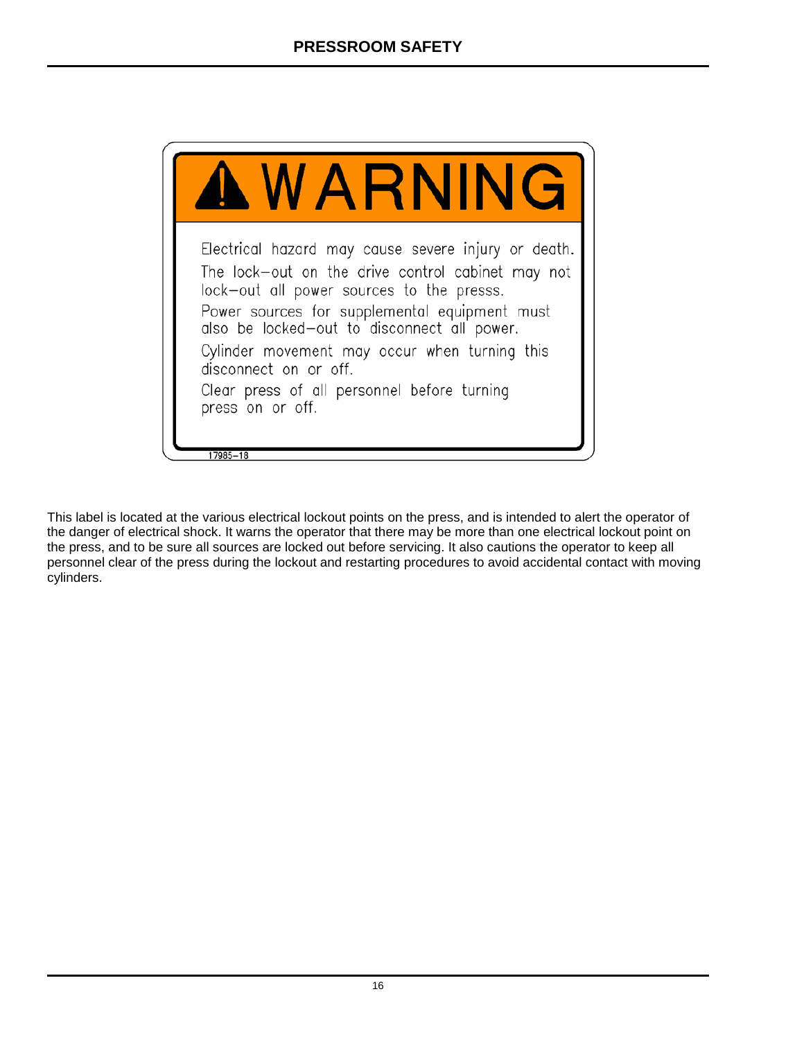# PRESSROOM SAFETY

**⚠ WARNING**

Electrical hazard may cause severe injury or death.

The lock–out on the drive control cabinet may not lock–out all power sources to the presss.

Power sources for supplemental equipment must also be locked–out to disconnect all power.

Cylinder movement may occur when turning this disconnect on or off.

Clear press of all personnel before turning press on or off.

17985–18

This label is located at the various electrical lockout points on the press, and is intended to alert the operator of the danger of electrical shock. It warns the operator that there may be more than one electrical lockout point on the press, and to be sure all sources are locked out before servicing. It also cautions the operator to keep all personnel clear of the press during the lockout and restarting procedures to avoid accidental contact with moving cylinders.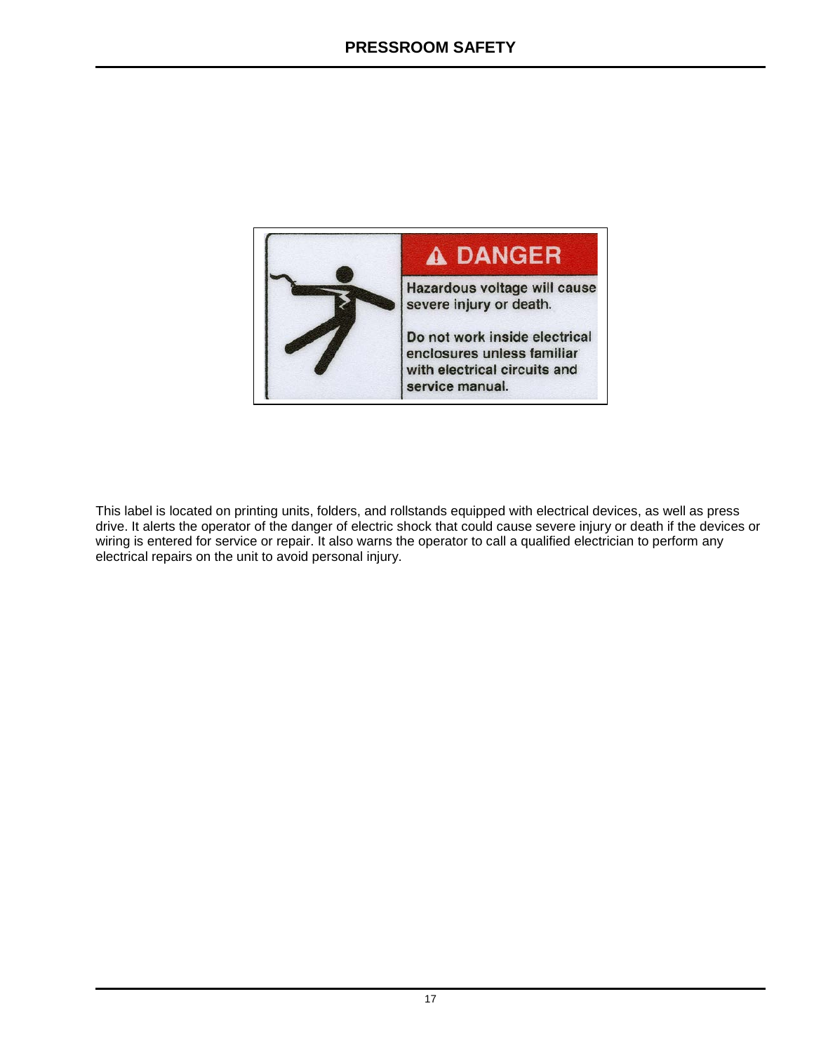# PRESSROOM SAFETY

**⚠ DANGER**

Hazardous voltage will cause severe injury or death.

Do not work inside electrical enclosures unless familiar with electrical circuits and service manual.

This label is located on printing units, folders, and rollstands equipped with electrical devices, as well as press drive. It alerts the operator of the danger of electric shock that could cause severe injury or death if the devices or wiring is entered for service or repair. It also warns the operator to call a qualified electrician to perform any electrical repairs on the unit to avoid personal injury.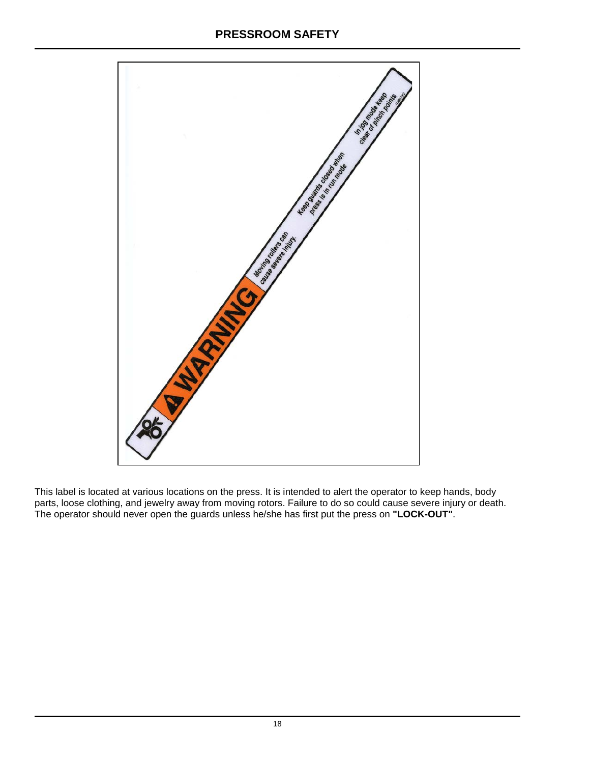## PRESSROOM SAFETY

WARNING

Moving rollers can cause severe injury.

Keep guards closed when press is in run mode

In jog mode keep clear of pinch points

This label is located at various locations on the press. It is intended to alert the operator to keep hands, body parts, loose clothing, and jewelry away from moving rotors. Failure to do so could cause severe injury or death. The operator should never open the guards unless he/she has first put the press on **"LOCK-OUT"**.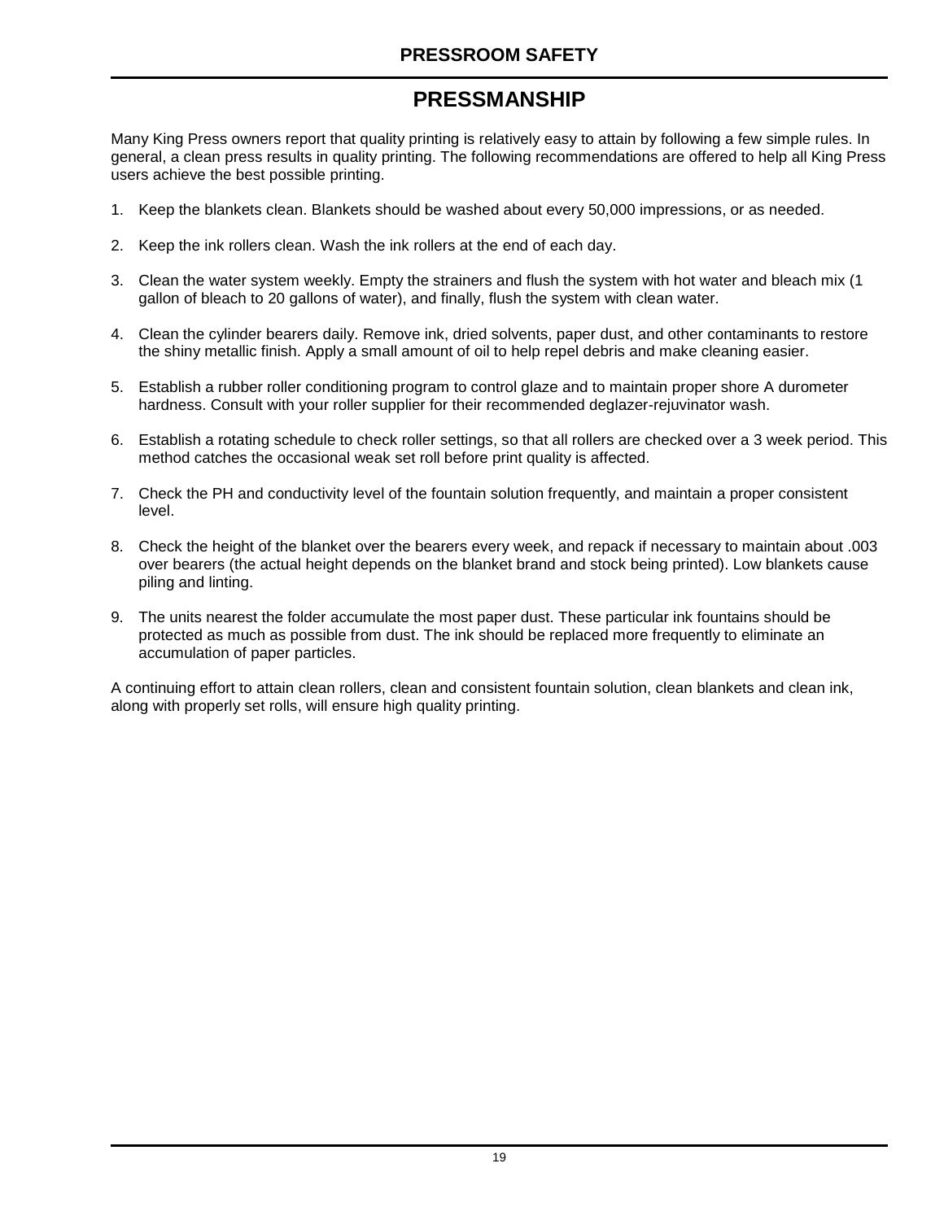# PRESSMANSHIP

Many King Press owners report that quality printing is relatively easy to attain by following a few simple rules. In general, a clean press results in quality printing. The following recommendations are offered to help all King Press users achieve the best possible printing.

1. Keep the blankets clean. Blankets should be washed about every 50,000 impressions, or as needed.

2. Keep the ink rollers clean. Wash the ink rollers at the end of each day.

3. Clean the water system weekly. Empty the strainers and flush the system with hot water and bleach mix (1 gallon of bleach to 20 gallons of water), and finally, flush the system with clean water.

4. Clean the cylinder bearers daily. Remove ink, dried solvents, paper dust, and other contaminants to restore the shiny metallic finish. Apply a small amount of oil to help repel debris and make cleaning easier.

5. Establish a rubber roller conditioning program to control glaze and to maintain proper shore A durometer hardness. Consult with your roller supplier for their recommended deglazer-rejuvinator wash.

6. Establish a rotating schedule to check roller settings, so that all rollers are checked over a 3 week period. This method catches the occasional weak set roll before print quality is affected.

7. Check the PH and conductivity level of the fountain solution frequently, and maintain a proper consistent level.

8. Check the height of the blanket over the bearers every week, and repack if necessary to maintain about .003 over bearers (the actual height depends on the blanket brand and stock being printed). Low blankets cause piling and linting.

9. The units nearest the folder accumulate the most paper dust. These particular ink fountains should be protected as much as possible from dust. The ink should be replaced more frequently to eliminate an accumulation of paper particles.

A continuing effort to attain clean rollers, clean and consistent fountain solution, clean blankets and clean ink, along with properly set rolls, will ensure high quality printing.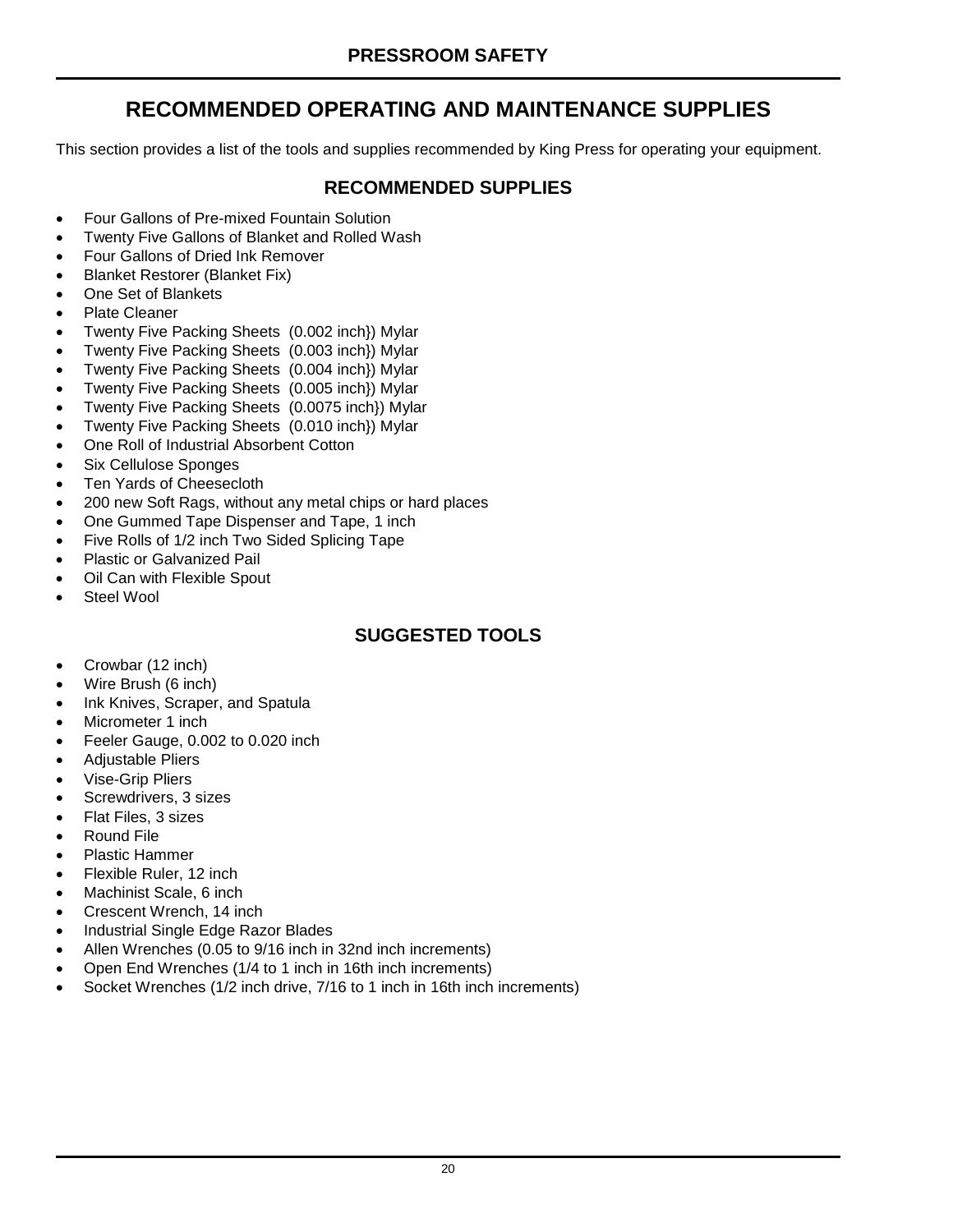# RECOMMENDED OPERATING AND MAINTENANCE SUPPLIES

This section provides a list of the tools and supplies recommended by King Press for operating your equipment.

## RECOMMENDED SUPPLIES

- Four Gallons of Pre-mixed Fountain Solution
- Twenty Five Gallons of Blanket and Rolled Wash
- Four Gallons of Dried Ink Remover
- Blanket Restorer (Blanket Fix)
- One Set of Blankets
- Plate Cleaner
- Twenty Five Packing Sheets (0.002 inch}) Mylar
- Twenty Five Packing Sheets (0.003 inch}) Mylar
- Twenty Five Packing Sheets (0.004 inch}) Mylar
- Twenty Five Packing Sheets (0.005 inch}) Mylar
- Twenty Five Packing Sheets (0.0075 inch}) Mylar
- Twenty Five Packing Sheets (0.010 inch}) Mylar
- One Roll of Industrial Absorbent Cotton
- Six Cellulose Sponges
- Ten Yards of Cheesecloth
- 200 new Soft Rags, without any metal chips or hard places
- One Gummed Tape Dispenser and Tape, 1 inch
- Five Rolls of 1/2 inch Two Sided Splicing Tape
- Plastic or Galvanized Pail
- Oil Can with Flexible Spout
- Steel Wool

## SUGGESTED TOOLS

- Crowbar (12 inch)
- Wire Brush (6 inch)
- Ink Knives, Scraper, and Spatula
- Micrometer 1 inch
- Feeler Gauge, 0.002 to 0.020 inch
- Adjustable Pliers
- Vise-Grip Pliers
- Screwdrivers, 3 sizes
- Flat Files, 3 sizes
- Round File
- Plastic Hammer
- Flexible Ruler, 12 inch
- Machinist Scale, 6 inch
- Crescent Wrench, 14 inch
- Industrial Single Edge Razor Blades
- Allen Wrenches (0.05 to 9/16 inch in 32nd inch increments)
- Open End Wrenches (1/4 to 1 inch in 16th inch increments)
- Socket Wrenches (1/2 inch drive, 7/16 to 1 inch in 16th inch increments)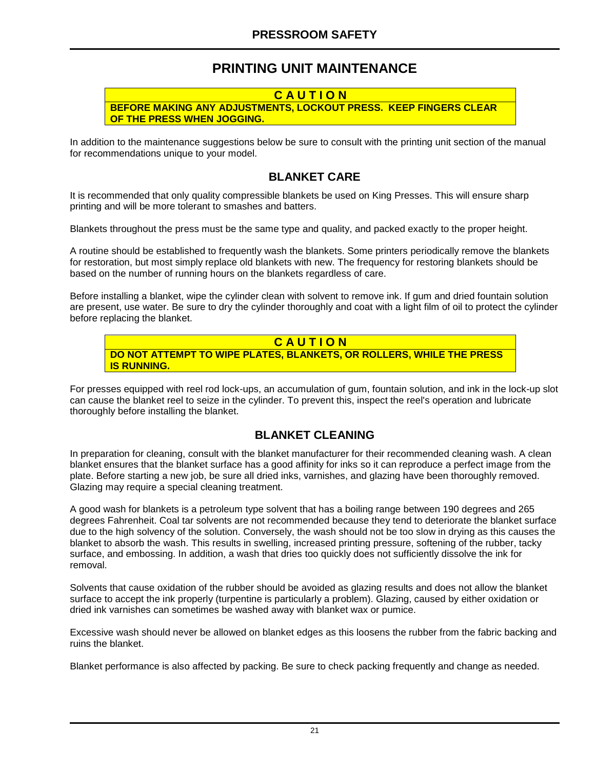# PRINTING UNIT MAINTENANCE

**C A U T I O N**

**BEFORE MAKING ANY ADJUSTMENTS, LOCKOUT PRESS. KEEP FINGERS CLEAR OF THE PRESS WHEN JOGGING.**

In addition to the maintenance suggestions below be sure to consult with the printing unit section of the manual for recommendations unique to your model.

## BLANKET CARE

It is recommended that only quality compressible blankets be used on King Presses. This will ensure sharp printing and will be more tolerant to smashes and batters.

Blankets throughout the press must be the same type and quality, and packed exactly to the proper height.

A routine should be established to frequently wash the blankets. Some printers periodically remove the blankets for restoration, but most simply replace old blankets with new. The frequency for restoring blankets should be based on the number of running hours on the blankets regardless of care.

Before installing a blanket, wipe the cylinder clean with solvent to remove ink. If gum and dried fountain solution are present, use water. Be sure to dry the cylinder thoroughly and coat with a light film of oil to protect the cylinder before replacing the blanket.

**C A U T I O N**

**DO NOT ATTEMPT TO WIPE PLATES, BLANKETS, OR ROLLERS, WHILE THE PRESS IS RUNNING.**

For presses equipped with reel rod lock-ups, an accumulation of gum, fountain solution, and ink in the lock-up slot can cause the blanket reel to seize in the cylinder. To prevent this, inspect the reel's operation and lubricate thoroughly before installing the blanket.

## BLANKET CLEANING

In preparation for cleaning, consult with the blanket manufacturer for their recommended cleaning wash. A clean blanket ensures that the blanket surface has a good affinity for inks so it can reproduce a perfect image from the plate. Before starting a new job, be sure all dried inks, varnishes, and glazing have been thoroughly removed. Glazing may require a special cleaning treatment.

A good wash for blankets is a petroleum type solvent that has a boiling range between 190 degrees and 265 degrees Fahrenheit. Coal tar solvents are not recommended because they tend to deteriorate the blanket surface due to the high solvency of the solution. Conversely, the wash should not be too slow in drying as this causes the blanket to absorb the wash. This results in swelling, increased printing pressure, softening of the rubber, tacky surface, and embossing. In addition, a wash that dries too quickly does not sufficiently dissolve the ink for removal.

Solvents that cause oxidation of the rubber should be avoided as glazing results and does not allow the blanket surface to accept the ink properly (turpentine is particularly a problem). Glazing, caused by either oxidation or dried ink varnishes can sometimes be washed away with blanket wax or pumice.

Excessive wash should never be allowed on blanket edges as this loosens the rubber from the fabric backing and ruins the blanket.

Blanket performance is also affected by packing. Be sure to check packing frequently and change as needed.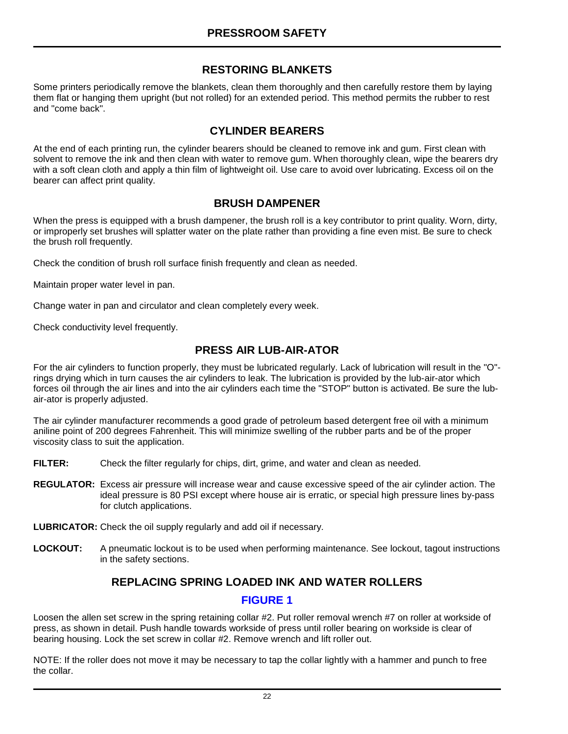## RESTORING BLANKETS

Some printers periodically remove the blankets, clean them thoroughly and then carefully restore them by laying them flat or hanging them upright (but not rolled) for an extended period. This method permits the rubber to rest and "come back".

## CYLINDER BEARERS

At the end of each printing run, the cylinder bearers should be cleaned to remove ink and gum. First clean with solvent to remove the ink and then clean with water to remove gum. When thoroughly clean, wipe the bearers dry with a soft clean cloth and apply a thin film of lightweight oil. Use care to avoid over lubricating. Excess oil on the bearer can affect print quality.

## BRUSH DAMPENER

When the press is equipped with a brush dampener, the brush roll is a key contributor to print quality. Worn, dirty, or improperly set brushes will splatter water on the plate rather than providing a fine even mist. Be sure to check the brush roll frequently.

Check the condition of brush roll surface finish frequently and clean as needed.

Maintain proper water level in pan.

Change water in pan and circulator and clean completely every week.

Check conductivity level frequently.

## PRESS AIR LUB-AIR-ATOR

For the air cylinders to function properly, they must be lubricated regularly. Lack of lubrication will result in the "O"-rings drying which in turn causes the air cylinders to leak. The lubrication is provided by the lub-air-ator which forces oil through the air lines and into the air cylinders each time the "STOP" button is activated. Be sure the lub-air-ator is properly adjusted.

The air cylinder manufacturer recommends a good grade of petroleum based detergent free oil with a minimum aniline point of 200 degrees Fahrenheit. This will minimize swelling of the rubber parts and be of the proper viscosity class to suit the application.

**FILTER:** Check the filter regularly for chips, dirt, grime, and water and clean as needed.

**REGULATOR:** Excess air pressure will increase wear and cause excessive speed of the air cylinder action. The ideal pressure is 80 PSI except where house air is erratic, or special high pressure lines by-pass for clutch applications.

**LUBRICATOR:** Check the oil supply regularly and add oil if necessary.

**LOCKOUT:** A pneumatic lockout is to be used when performing maintenance. See lockout, tagout instructions in the safety sections.

## REPLACING SPRING LOADED INK AND WATER ROLLERS

### FIGURE 1

Loosen the allen set screw in the spring retaining collar #2. Put roller removal wrench #7 on roller at workside of press, as shown in detail. Push handle towards workside of press until roller bearing on workside is clear of bearing housing. Lock the set screw in collar #2. Remove wrench and lift roller out.

NOTE: If the roller does not move it may be necessary to tap the collar lightly with a hammer and punch to free the collar.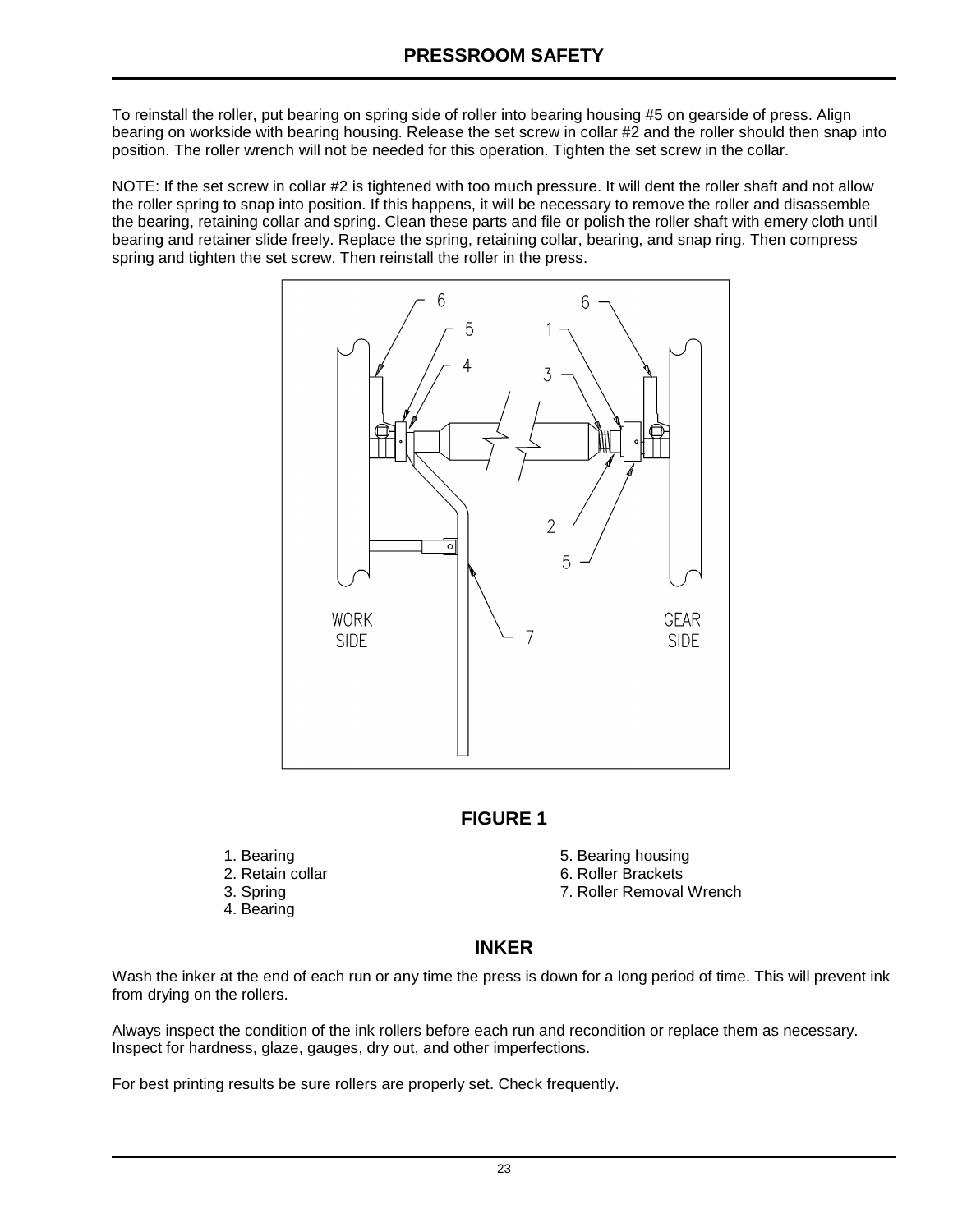## PRESSROOM SAFETY

To reinstall the roller, put bearing on spring side of roller into bearing housing #5 on gearside of press. Align bearing on workside with bearing housing. Release the set screw in collar #2 and the roller should then snap into position. The roller wrench will not be needed for this operation. Tighten the set screw in the collar.

NOTE: If the set screw in collar #2 is tightened with too much pressure. It will dent the roller shaft and not allow the roller spring to snap into position. If this happens, it will be necessary to remove the roller and disassemble the bearing, retaining collar and spring. Clean these parts and file or polish the roller shaft with emery cloth until bearing and retainer slide freely. Replace the spring, retaining collar, bearing, and snap ring. Then compress spring and tighten the set screw. Then reinstall the roller in the press.

6
5
4
6
1
3
2
5
7
WORK SIDE
GEAR SIDE

**FIGURE 1**

1. Bearing
2. Retain collar
3. Spring
4. Bearing
5. Bearing housing
6. Roller Brackets
7. Roller Removal Wrench

### INKER

Wash the inker at the end of each run or any time the press is down for a long period of time. This will prevent ink from drying on the rollers.

Always inspect the condition of the ink rollers before each run and recondition or replace them as necessary. Inspect for hardness, glaze, gauges, dry out, and other imperfections.

For best printing results be sure rollers are properly set. Check frequently.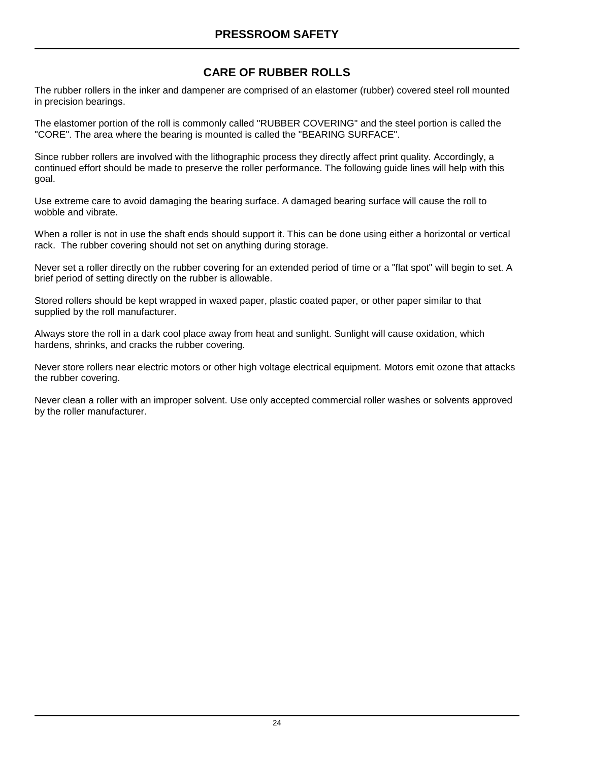## CARE OF RUBBER ROLLS

The rubber rollers in the inker and dampener are comprised of an elastomer (rubber) covered steel roll mounted in precision bearings.

The elastomer portion of the roll is commonly called "RUBBER COVERING" and the steel portion is called the "CORE". The area where the bearing is mounted is called the "BEARING SURFACE".

Since rubber rollers are involved with the lithographic process they directly affect print quality. Accordingly, a continued effort should be made to preserve the roller performance. The following guide lines will help with this goal.

Use extreme care to avoid damaging the bearing surface. A damaged bearing surface will cause the roll to wobble and vibrate.

When a roller is not in use the shaft ends should support it. This can be done using either a horizontal or vertical rack. The rubber covering should not set on anything during storage.

Never set a roller directly on the rubber covering for an extended period of time or a "flat spot" will begin to set. A brief period of setting directly on the rubber is allowable.

Stored rollers should be kept wrapped in waxed paper, plastic coated paper, or other paper similar to that supplied by the roll manufacturer.

Always store the roll in a dark cool place away from heat and sunlight. Sunlight will cause oxidation, which hardens, shrinks, and cracks the rubber covering.

Never store rollers near electric motors or other high voltage electrical equipment. Motors emit ozone that attacks the rubber covering.

Never clean a roller with an improper solvent. Use only accepted commercial roller washes or solvents approved by the roller manufacturer.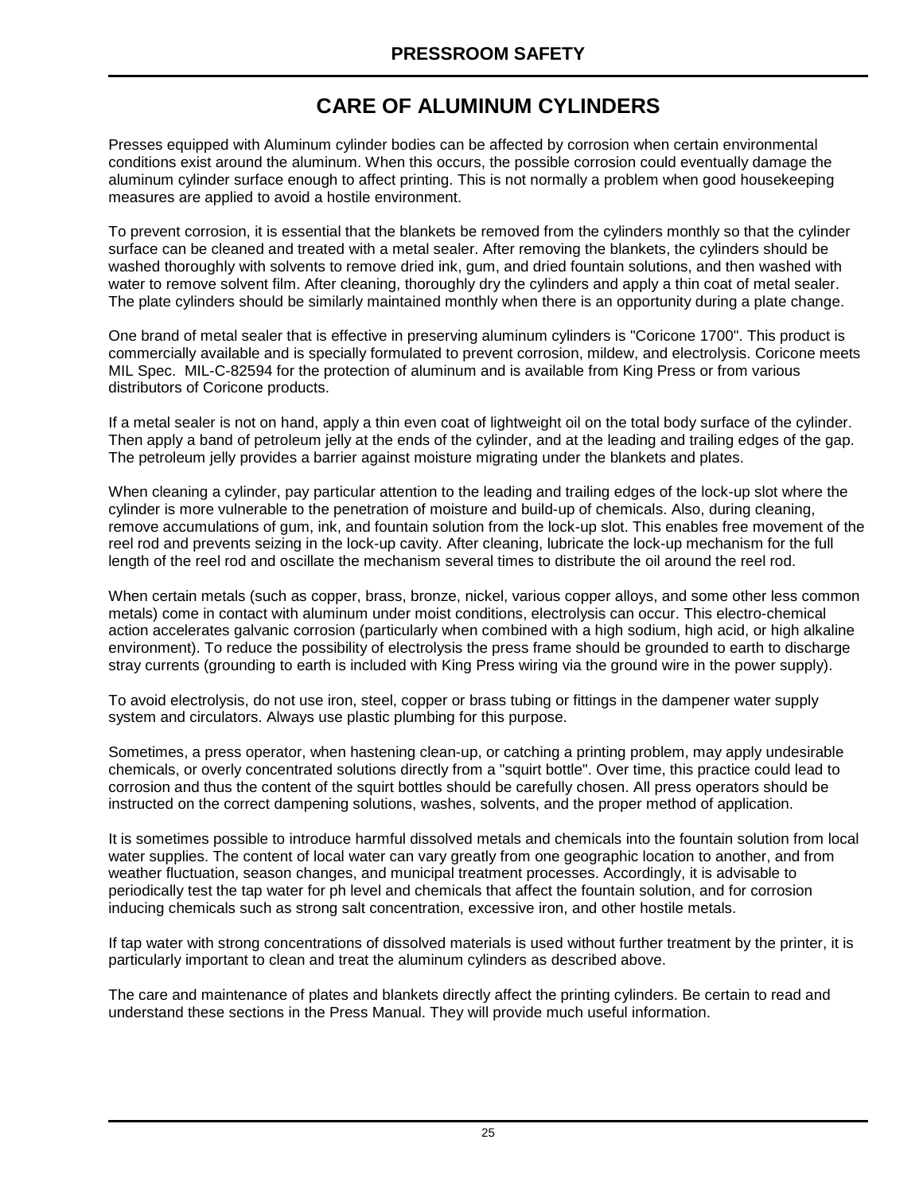# CARE OF ALUMINUM CYLINDERS

Presses equipped with Aluminum cylinder bodies can be affected by corrosion when certain environmental conditions exist around the aluminum. When this occurs, the possible corrosion could eventually damage the aluminum cylinder surface enough to affect printing. This is not normally a problem when good housekeeping measures are applied to avoid a hostile environment.

To prevent corrosion, it is essential that the blankets be removed from the cylinders monthly so that the cylinder surface can be cleaned and treated with a metal sealer. After removing the blankets, the cylinders should be washed thoroughly with solvents to remove dried ink, gum, and dried fountain solutions, and then washed with water to remove solvent film. After cleaning, thoroughly dry the cylinders and apply a thin coat of metal sealer. The plate cylinders should be similarly maintained monthly when there is an opportunity during a plate change.

One brand of metal sealer that is effective in preserving aluminum cylinders is "Coricone 1700". This product is commercially available and is specially formulated to prevent corrosion, mildew, and electrolysis. Coricone meets MIL Spec. MIL-C-82594 for the protection of aluminum and is available from King Press or from various distributors of Coricone products.

If a metal sealer is not on hand, apply a thin even coat of lightweight oil on the total body surface of the cylinder. Then apply a band of petroleum jelly at the ends of the cylinder, and at the leading and trailing edges of the gap. The petroleum jelly provides a barrier against moisture migrating under the blankets and plates.

When cleaning a cylinder, pay particular attention to the leading and trailing edges of the lock-up slot where the cylinder is more vulnerable to the penetration of moisture and build-up of chemicals. Also, during cleaning, remove accumulations of gum, ink, and fountain solution from the lock-up slot. This enables free movement of the reel rod and prevents seizing in the lock-up cavity. After cleaning, lubricate the lock-up mechanism for the full length of the reel rod and oscillate the mechanism several times to distribute the oil around the reel rod.

When certain metals (such as copper, brass, bronze, nickel, various copper alloys, and some other less common metals) come in contact with aluminum under moist conditions, electrolysis can occur. This electro-chemical action accelerates galvanic corrosion (particularly when combined with a high sodium, high acid, or high alkaline environment). To reduce the possibility of electrolysis the press frame should be grounded to earth to discharge stray currents (grounding to earth is included with King Press wiring via the ground wire in the power supply).

To avoid electrolysis, do not use iron, steel, copper or brass tubing or fittings in the dampener water supply system and circulators. Always use plastic plumbing for this purpose.

Sometimes, a press operator, when hastening clean-up, or catching a printing problem, may apply undesirable chemicals, or overly concentrated solutions directly from a "squirt bottle". Over time, this practice could lead to corrosion and thus the content of the squirt bottles should be carefully chosen. All press operators should be instructed on the correct dampening solutions, washes, solvents, and the proper method of application.

It is sometimes possible to introduce harmful dissolved metals and chemicals into the fountain solution from local water supplies. The content of local water can vary greatly from one geographic location to another, and from weather fluctuation, season changes, and municipal treatment processes. Accordingly, it is advisable to periodically test the tap water for ph level and chemicals that affect the fountain solution, and for corrosion inducing chemicals such as strong salt concentration, excessive iron, and other hostile metals.

If tap water with strong concentrations of dissolved materials is used without further treatment by the printer, it is particularly important to clean and treat the aluminum cylinders as described above.

The care and maintenance of plates and blankets directly affect the printing cylinders. Be certain to read and understand these sections in the Press Manual. They will provide much useful information.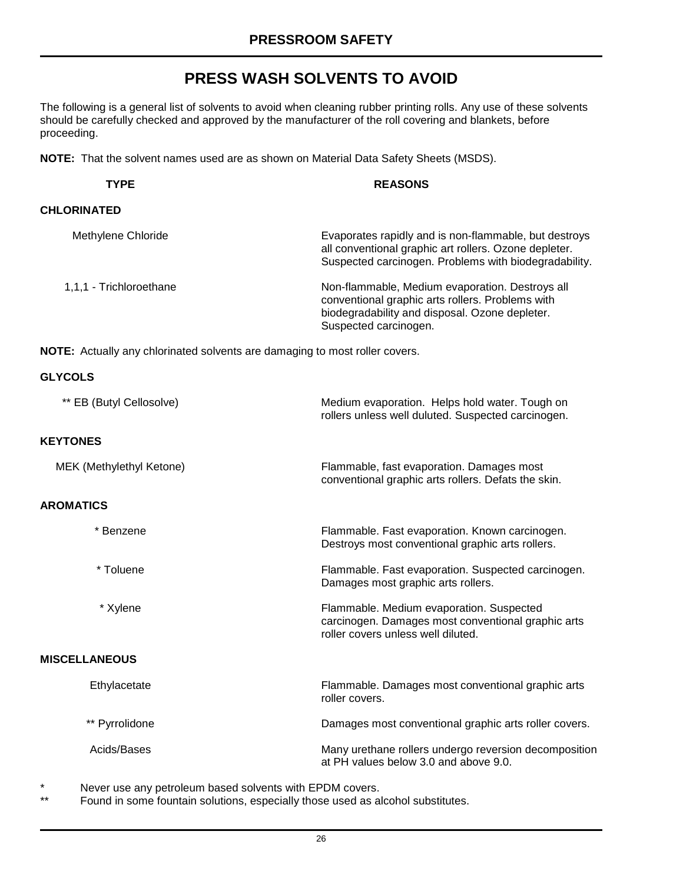# PRESS WASH SOLVENTS TO AVOID

The following is a general list of solvents to avoid when cleaning rubber printing rolls. Any use of these solvents should be carefully checked and approved by the manufacturer of the roll covering and blankets, before proceeding.

**NOTE:** That the solvent names used are as shown on Material Data Safety Sheets (MSDS).

| TYPE | REASONS |
|---|---|
| **CHLORINATED** | |
| Methylene Chloride | Evaporates rapidly and is non-flammable, but destroys all conventional graphic art rollers. Ozone depleter. Suspected carcinogen. Problems with biodegradability. |
| 1,1,1 - Trichloroethane | Non-flammable, Medium evaporation. Destroys all conventional graphic arts rollers. Problems with biodegradability and disposal. Ozone depleter. Suspected carcinogen. |

**NOTE:** Actually any chlorinated solvents are damaging to most roller covers.

| TYPE | REASONS |
|---|---|
| **GLYCOLS** | |
| ** EB (Butyl Cellosolve) | Medium evaporation. Helps hold water. Tough on rollers unless well duluted. Suspected carcinogen. |
| **KEYTONES** | |
| MEK (Methylethyl Ketone) | Flammable, fast evaporation. Damages most conventional graphic arts rollers. Defats the skin. |
| **AROMATICS** | |
| * Benzene | Flammable. Fast evaporation. Known carcinogen. Destroys most conventional graphic arts rollers. |
| * Toluene | Flammable. Fast evaporation. Suspected carcinogen. Damages most graphic arts rollers. |
| * Xylene | Flammable. Medium evaporation. Suspected carcinogen. Damages most conventional graphic arts roller covers unless well diluted. |
| **MISCELLANEOUS** | |
| Ethylacetate | Flammable. Damages most conventional graphic arts roller covers. |
| ** Pyrrolidone | Damages most conventional graphic arts roller covers. |
| Acids/Bases | Many urethane rollers undergo reversion decomposition at PH values below 3.0 and above 9.0. |

\* Never use any petroleum based solvents with EPDM covers.

** Found in some fountain solutions, especially those used as alcohol substitutes.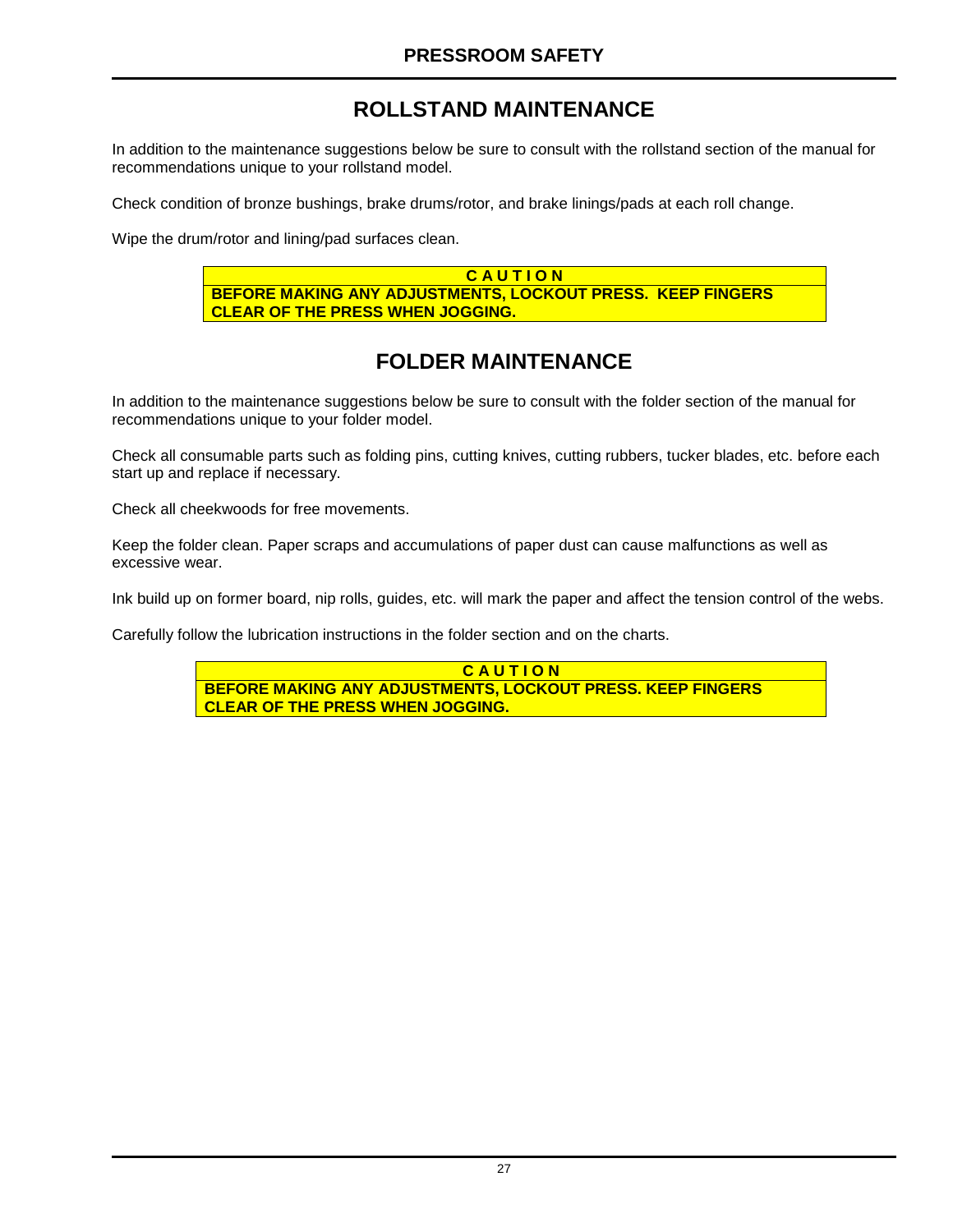## ROLLSTAND MAINTENANCE

In addition to the maintenance suggestions below be sure to consult with the rollstand section of the manual for recommendations unique to your rollstand model.

Check condition of bronze bushings, brake drums/rotor, and brake linings/pads at each roll change.

Wipe the drum/rotor and lining/pad surfaces clean.

| CAUTION |
| --- |
| **BEFORE MAKING ANY ADJUSTMENTS, LOCKOUT PRESS. KEEP FINGERS CLEAR OF THE PRESS WHEN JOGGING.** |

## FOLDER MAINTENANCE

In addition to the maintenance suggestions below be sure to consult with the folder section of the manual for recommendations unique to your folder model.

Check all consumable parts such as folding pins, cutting knives, cutting rubbers, tucker blades, etc. before each start up and replace if necessary.

Check all cheekwoods for free movements.

Keep the folder clean. Paper scraps and accumulations of paper dust can cause malfunctions as well as excessive wear.

Ink build up on former board, nip rolls, guides, etc. will mark the paper and affect the tension control of the webs.

Carefully follow the lubrication instructions in the folder section and on the charts.

| CAUTION |
| --- |
| **BEFORE MAKING ANY ADJUSTMENTS, LOCKOUT PRESS. KEEP FINGERS CLEAR OF THE PRESS WHEN JOGGING.** |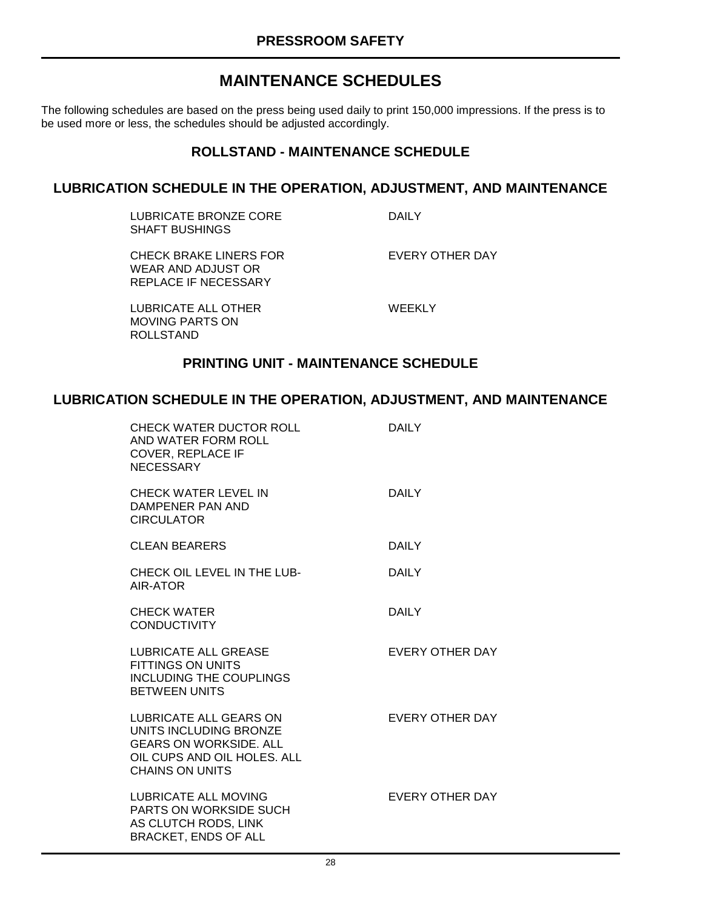## MAINTENANCE SCHEDULES

The following schedules are based on the press being used daily to print 150,000 impressions. If the press is to be used more or less, the schedules should be adjusted accordingly.

### ROLLSTAND - MAINTENANCE SCHEDULE

### LUBRICATION SCHEDULE IN THE OPERATION, ADJUSTMENT, AND MAINTENANCE

| | |
|---|---|
| LUBRICATE BRONZE CORE SHAFT BUSHINGS | DAILY |
| CHECK BRAKE LINERS FOR WEAR AND ADJUST OR REPLACE IF NECESSARY | EVERY OTHER DAY |
| LUBRICATE ALL OTHER MOVING PARTS ON ROLLSTAND | WEEKLY |

### PRINTING UNIT - MAINTENANCE SCHEDULE

### LUBRICATION SCHEDULE IN THE OPERATION, ADJUSTMENT, AND MAINTENANCE

| | |
|---|---|
| CHECK WATER DUCTOR ROLL AND WATER FORM ROLL COVER, REPLACE IF NECESSARY | DAILY |
| CHECK WATER LEVEL IN DAMPENER PAN AND CIRCULATOR | DAILY |
| CLEAN BEARERS | DAILY |
| CHECK OIL LEVEL IN THE LUB-AIR-ATOR | DAILY |
| CHECK WATER CONDUCTIVITY | DAILY |
| LUBRICATE ALL GREASE FITTINGS ON UNITS INCLUDING THE COUPLINGS BETWEEN UNITS | EVERY OTHER DAY |
| LUBRICATE ALL GEARS ON UNITS INCLUDING BRONZE GEARS ON WORKSIDE. ALL OIL CUPS AND OIL HOLES. ALL CHAINS ON UNITS | EVERY OTHER DAY |
| LUBRICATE ALL MOVING PARTS ON WORKSIDE SUCH AS CLUTCH RODS, LINK BRACKET, ENDS OF ALL | EVERY OTHER DAY |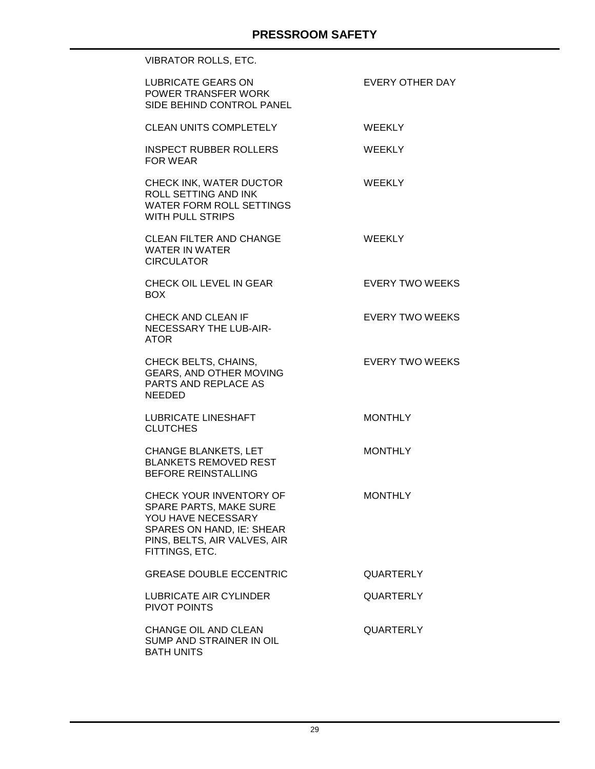VIBRATOR ROLLS, ETC.

| | |
|---|---|
| LUBRICATE GEARS ON POWER TRANSFER WORK SIDE BEHIND CONTROL PANEL | EVERY OTHER DAY |
| CLEAN UNITS COMPLETELY | WEEKLY |
| INSPECT RUBBER ROLLERS FOR WEAR | WEEKLY |
| CHECK INK, WATER DUCTOR ROLL SETTING AND INK WATER FORM ROLL SETTINGS WITH PULL STRIPS | WEEKLY |
| CLEAN FILTER AND CHANGE WATER IN WATER CIRCULATOR | WEEKLY |
| CHECK OIL LEVEL IN GEAR BOX | EVERY TWO WEEKS |
| CHECK AND CLEAN IF NECESSARY THE LUB-AIR-ATOR | EVERY TWO WEEKS |
| CHECK BELTS, CHAINS, GEARS, AND OTHER MOVING PARTS AND REPLACE AS NEEDED | EVERY TWO WEEKS |
| LUBRICATE LINESHAFT CLUTCHES | MONTHLY |
| CHANGE BLANKETS, LET BLANKETS REMOVED REST BEFORE REINSTALLING | MONTHLY |
| CHECK YOUR INVENTORY OF SPARE PARTS, MAKE SURE YOU HAVE NECESSARY SPARES ON HAND, IE: SHEAR PINS, BELTS, AIR VALVES, AIR FITTINGS, ETC. | MONTHLY |
| GREASE DOUBLE ECCENTRIC | QUARTERLY |
| LUBRICATE AIR CYLINDER PIVOT POINTS | QUARTERLY |
| CHANGE OIL AND CLEAN SUMP AND STRAINER IN OIL BATH UNITS | QUARTERLY |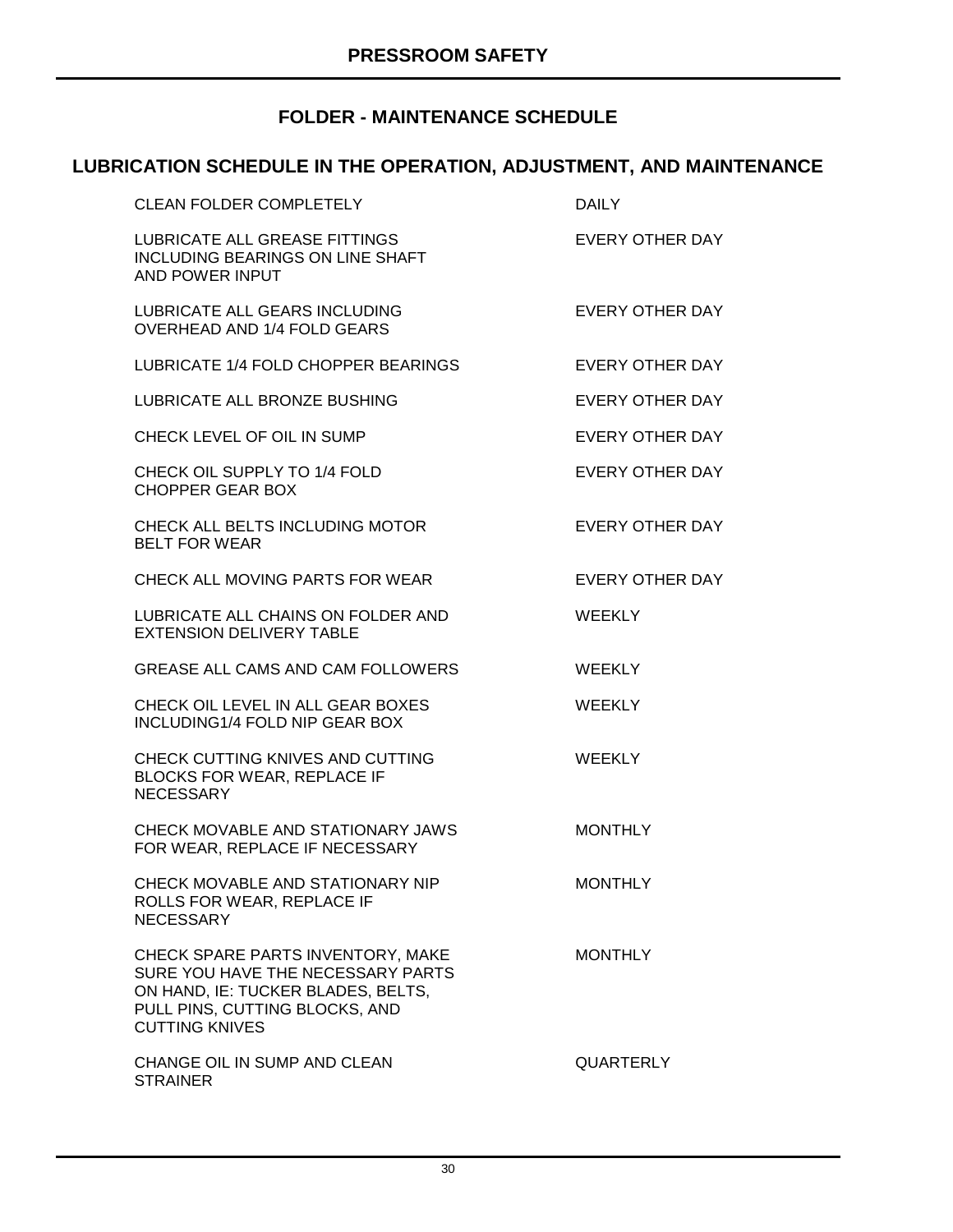## FOLDER - MAINTENANCE SCHEDULE

### LUBRICATION SCHEDULE IN THE OPERATION, ADJUSTMENT, AND MAINTENANCE

| | |
|---|---|
| CLEAN FOLDER COMPLETELY | DAILY |
| LUBRICATE ALL GREASE FITTINGS INCLUDING BEARINGS ON LINE SHAFT AND POWER INPUT | EVERY OTHER DAY |
| LUBRICATE ALL GEARS INCLUDING OVERHEAD AND 1/4 FOLD GEARS | EVERY OTHER DAY |
| LUBRICATE 1/4 FOLD CHOPPER BEARINGS | EVERY OTHER DAY |
| LUBRICATE ALL BRONZE BUSHING | EVERY OTHER DAY |
| CHECK LEVEL OF OIL IN SUMP | EVERY OTHER DAY |
| CHECK OIL SUPPLY TO 1/4 FOLD CHOPPER GEAR BOX | EVERY OTHER DAY |
| CHECK ALL BELTS INCLUDING MOTOR BELT FOR WEAR | EVERY OTHER DAY |
| CHECK ALL MOVING PARTS FOR WEAR | EVERY OTHER DAY |
| LUBRICATE ALL CHAINS ON FOLDER AND EXTENSION DELIVERY TABLE | WEEKLY |
| GREASE ALL CAMS AND CAM FOLLOWERS | WEEKLY |
| CHECK OIL LEVEL IN ALL GEAR BOXES INCLUDING1/4 FOLD NIP GEAR BOX | WEEKLY |
| CHECK CUTTING KNIVES AND CUTTING BLOCKS FOR WEAR, REPLACE IF NECESSARY | WEEKLY |
| CHECK MOVABLE AND STATIONARY JAWS FOR WEAR, REPLACE IF NECESSARY | MONTHLY |
| CHECK MOVABLE AND STATIONARY NIP ROLLS FOR WEAR, REPLACE IF NECESSARY | MONTHLY |
| CHECK SPARE PARTS INVENTORY, MAKE SURE YOU HAVE THE NECESSARY PARTS ON HAND, IE: TUCKER BLADES, BELTS, PULL PINS, CUTTING BLOCKS, AND CUTTING KNIVES | MONTHLY |
| CHANGE OIL IN SUMP AND CLEAN STRAINER | QUARTERLY |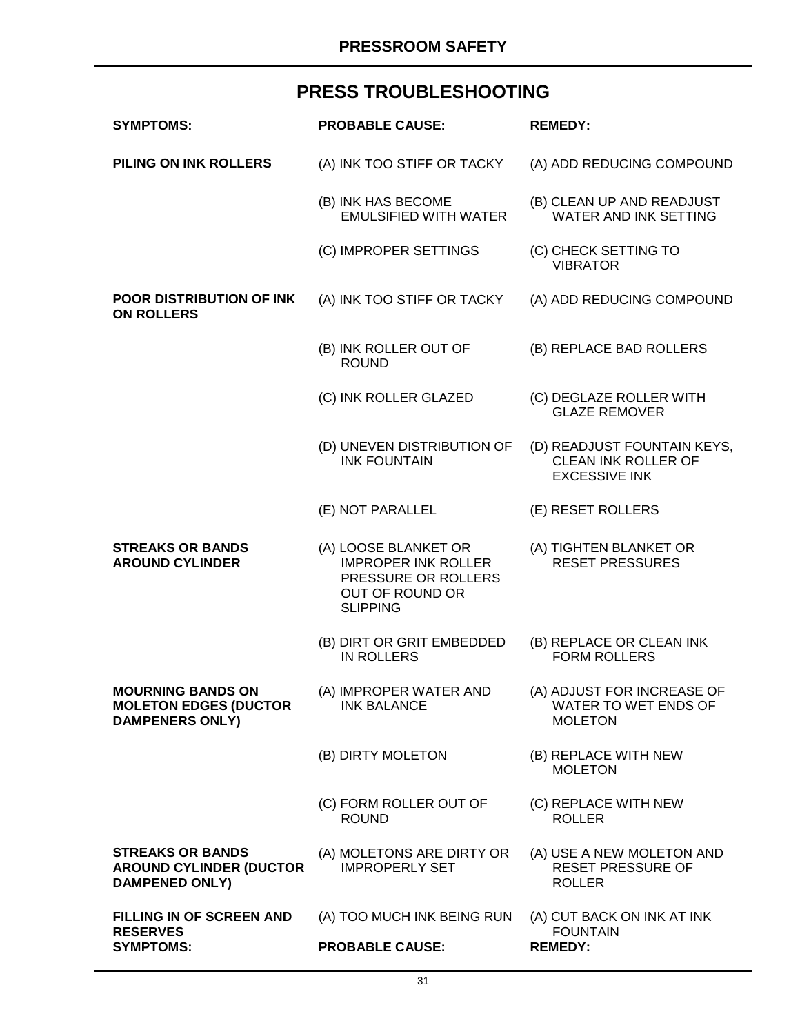## PRESS TROUBLESHOOTING

| SYMPTOMS: | PROBABLE CAUSE: | REMEDY: |
|---|---|---|
| **PILING ON INK ROLLERS** | (A) INK TOO STIFF OR TACKY | (A) ADD REDUCING COMPOUND |
| | (B) INK HAS BECOME EMULSIFIED WITH WATER | (B) CLEAN UP AND READJUST WATER AND INK SETTING |
| | (C) IMPROPER SETTINGS | (C) CHECK SETTING TO VIBRATOR |
| **POOR DISTRIBUTION OF INK ON ROLLERS** | (A) INK TOO STIFF OR TACKY | (A) ADD REDUCING COMPOUND |
| | (B) INK ROLLER OUT OF ROUND | (B) REPLACE BAD ROLLERS |
| | (C) INK ROLLER GLAZED | (C) DEGLAZE ROLLER WITH GLAZE REMOVER |
| | (D) UNEVEN DISTRIBUTION OF INK FOUNTAIN | (D) READJUST FOUNTAIN KEYS, CLEAN INK ROLLER OF EXCESSIVE INK |
| | (E) NOT PARALLEL | (E) RESET ROLLERS |
| **STREAKS OR BANDS AROUND CYLINDER** | (A) LOOSE BLANKET OR IMPROPER INK ROLLER PRESSURE OR ROLLERS OUT OF ROUND OR SLIPPING | (A) TIGHTEN BLANKET OR RESET PRESSURES |
| | (B) DIRT OR GRIT EMBEDDED IN ROLLERS | (B) REPLACE OR CLEAN INK FORM ROLLERS |
| **MOURNING BANDS ON MOLETON EDGES (DUCTOR DAMPENERS ONLY)** | (A) IMPROPER WATER AND INK BALANCE | (A) ADJUST FOR INCREASE OF WATER TO WET ENDS OF MOLETON |
| | (B) DIRTY MOLETON | (B) REPLACE WITH NEW MOLETON |
| | (C) FORM ROLLER OUT OF ROUND | (C) REPLACE WITH NEW ROLLER |
| **STREAKS OR BANDS AROUND CYLINDER (DUCTOR DAMPENED ONLY)** | (A) MOLETONS ARE DIRTY OR IMPROPERLY SET | (A) USE A NEW MOLETON AND RESET PRESSURE OF ROLLER |
| **FILLING IN OF SCREEN AND RESERVES** | (A) TOO MUCH INK BEING RUN | (A) CUT BACK ON INK AT INK FOUNTAIN |
| **SYMPTOMS:** | **PROBABLE CAUSE:** | **REMEDY:** |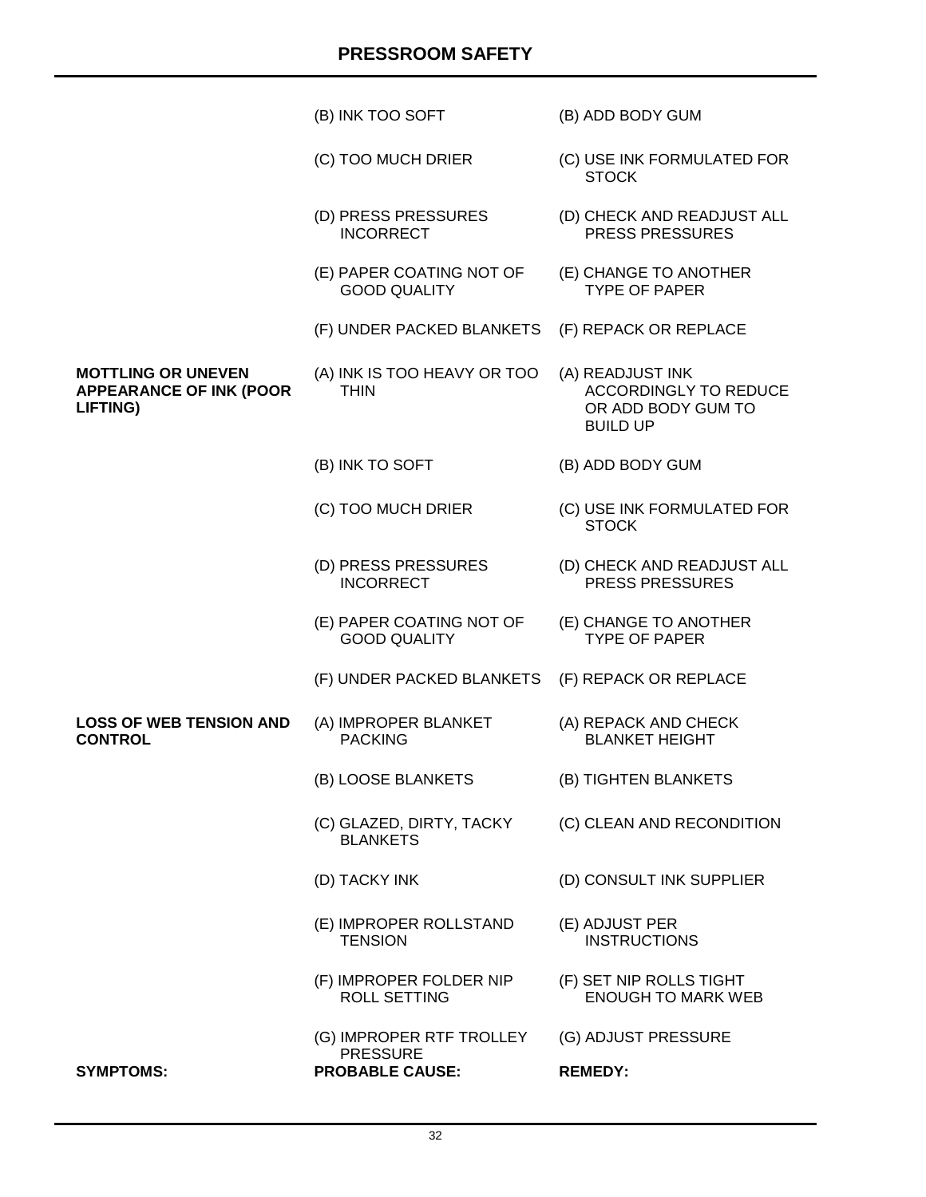| SYMPTOMS: | PROBABLE CAUSE: | REMEDY: |
|---|---|---|
| | (B) INK TOO SOFT | (B) ADD BODY GUM |
| | (C) TOO MUCH DRIER | (C) USE INK FORMULATED FOR STOCK |
| | (D) PRESS PRESSURES INCORRECT | (D) CHECK AND READJUST ALL PRESS PRESSURES |
| | (E) PAPER COATING NOT OF GOOD QUALITY | (E) CHANGE TO ANOTHER TYPE OF PAPER |
| | (F) UNDER PACKED BLANKETS | (F) REPACK OR REPLACE |
| **MOTTLING OR UNEVEN APPEARANCE OF INK (POOR LIFTING)** | (A) INK IS TOO HEAVY OR TOO THIN | (A) READJUST INK ACCORDINGLY TO REDUCE OR ADD BODY GUM TO BUILD UP |
| | (B) INK TO SOFT | (B) ADD BODY GUM |
| | (C) TOO MUCH DRIER | (C) USE INK FORMULATED FOR STOCK |
| | (D) PRESS PRESSURES INCORRECT | (D) CHECK AND READJUST ALL PRESS PRESSURES |
| | (E) PAPER COATING NOT OF GOOD QUALITY | (E) CHANGE TO ANOTHER TYPE OF PAPER |
| | (F) UNDER PACKED BLANKETS | (F) REPACK OR REPLACE |
| **LOSS OF WEB TENSION AND CONTROL** | (A) IMPROPER BLANKET PACKING | (A) REPACK AND CHECK BLANKET HEIGHT |
| | (B) LOOSE BLANKETS | (B) TIGHTEN BLANKETS |
| | (C) GLAZED, DIRTY, TACKY BLANKETS | (C) CLEAN AND RECONDITION |
| | (D) TACKY INK | (D) CONSULT INK SUPPLIER |
| | (E) IMPROPER ROLLSTAND TENSION | (E) ADJUST PER INSTRUCTIONS |
| | (F) IMPROPER FOLDER NIP ROLL SETTING | (F) SET NIP ROLLS TIGHT ENOUGH TO MARK WEB |
| | (G) IMPROPER RTF TROLLEY PRESSURE | (G) ADJUST PRESSURE |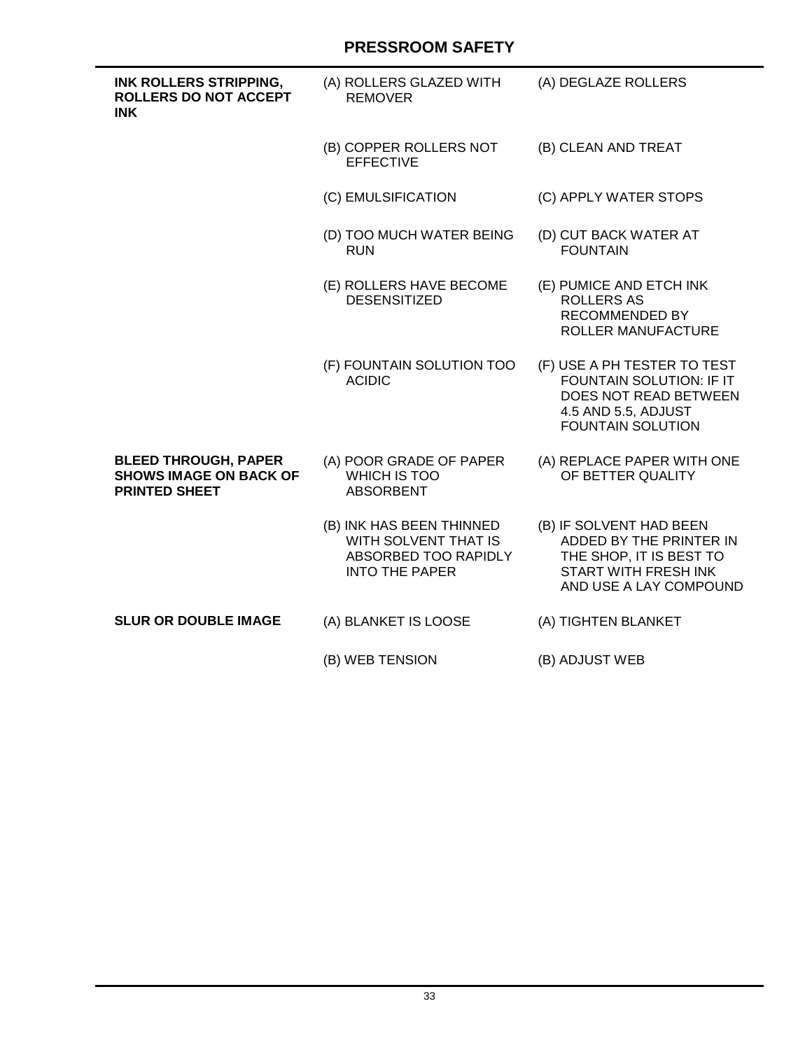## PRESSROOM SAFETY

| | | |
|---|---|---|
| **INK ROLLERS STRIPPING, ROLLERS DO NOT ACCEPT INK** | (A) ROLLERS GLAZED WITH REMOVER | (A) DEGLAZE ROLLERS |
| | (B) COPPER ROLLERS NOT EFFECTIVE | (B) CLEAN AND TREAT |
| | (C) EMULSIFICATION | (C) APPLY WATER STOPS |
| | (D) TOO MUCH WATER BEING RUN | (D) CUT BACK WATER AT FOUNTAIN |
| | (E) ROLLERS HAVE BECOME DESENSITIZED | (E) PUMICE AND ETCH INK ROLLERS AS RECOMMENDED BY ROLLER MANUFACTURE |
| | (F) FOUNTAIN SOLUTION TOO ACIDIC | (F) USE A PH TESTER TO TEST FOUNTAIN SOLUTION: IF IT DOES NOT READ BETWEEN 4.5 AND 5.5, ADJUST FOUNTAIN SOLUTION |
| **BLEED THROUGH, PAPER SHOWS IMAGE ON BACK OF PRINTED SHEET** | (A) POOR GRADE OF PAPER WHICH IS TOO ABSORBENT | (A) REPLACE PAPER WITH ONE OF BETTER QUALITY |
| | (B) INK HAS BEEN THINNED WITH SOLVENT THAT IS ABSORBED TOO RAPIDLY INTO THE PAPER | (B) IF SOLVENT HAD BEEN ADDED BY THE PRINTER IN THE SHOP, IT IS BEST TO START WITH FRESH INK AND USE A LAY COMPOUND |
| **SLUR OR DOUBLE IMAGE** | (A) BLANKET IS LOOSE | (A) TIGHTEN BLANKET |
| | (B) WEB TENSION | (B) ADJUST WEB |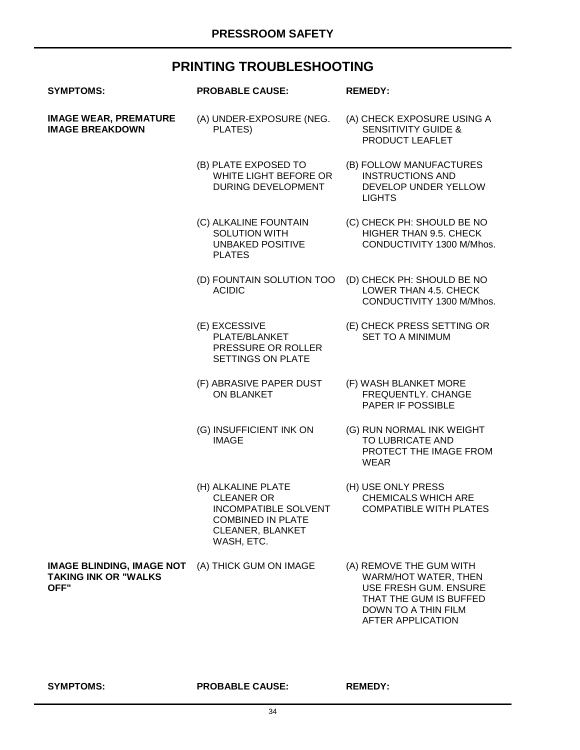## PRESSROOM SAFETY

# PRINTING TROUBLESHOOTING

| SYMPTOMS: | PROBABLE CAUSE: | REMEDY: |
|---|---|---|
| **IMAGE WEAR, PREMATURE IMAGE BREAKDOWN** | (A) UNDER-EXPOSURE (NEG. PLATES) | (A) CHECK EXPOSURE USING A SENSITIVITY GUIDE & PRODUCT LEAFLET |
| | (B) PLATE EXPOSED TO WHITE LIGHT BEFORE OR DURING DEVELOPMENT | (B) FOLLOW MANUFACTURES INSTRUCTIONS AND DEVELOP UNDER YELLOW LIGHTS |
| | (C) ALKALINE FOUNTAIN SOLUTION WITH UNBAKED POSITIVE PLATES | (C) CHECK PH: SHOULD BE NO HIGHER THAN 9.5. CHECK CONDUCTIVITY 1300 M/Mhos. |
| | (D) FOUNTAIN SOLUTION TOO ACIDIC | (D) CHECK PH: SHOULD BE NO LOWER THAN 4.5. CHECK CONDUCTIVITY 1300 M/Mhos. |
| | (E) EXCESSIVE PLATE/BLANKET PRESSURE OR ROLLER SETTINGS ON PLATE | (E) CHECK PRESS SETTING OR SET TO A MINIMUM |
| | (F) ABRASIVE PAPER DUST ON BLANKET | (F) WASH BLANKET MORE FREQUENTLY. CHANGE PAPER IF POSSIBLE |
| | (G) INSUFFICIENT INK ON IMAGE | (G) RUN NORMAL INK WEIGHT TO LUBRICATE AND PROTECT THE IMAGE FROM WEAR |
| | (H) ALKALINE PLATE CLEANER OR INCOMPATIBLE SOLVENT COMBINED IN PLATE CLEANER, BLANKET WASH, ETC. | (H) USE ONLY PRESS CHEMICALS WHICH ARE COMPATIBLE WITH PLATES |
| **IMAGE BLINDING, IMAGE NOT TAKING INK OR "WALKS OFF"** | (A) THICK GUM ON IMAGE | (A) REMOVE THE GUM WITH WARM/HOT WATER, THEN USE FRESH GUM. ENSURE THAT THE GUM IS BUFFED DOWN TO A THIN FILM AFTER APPLICATION |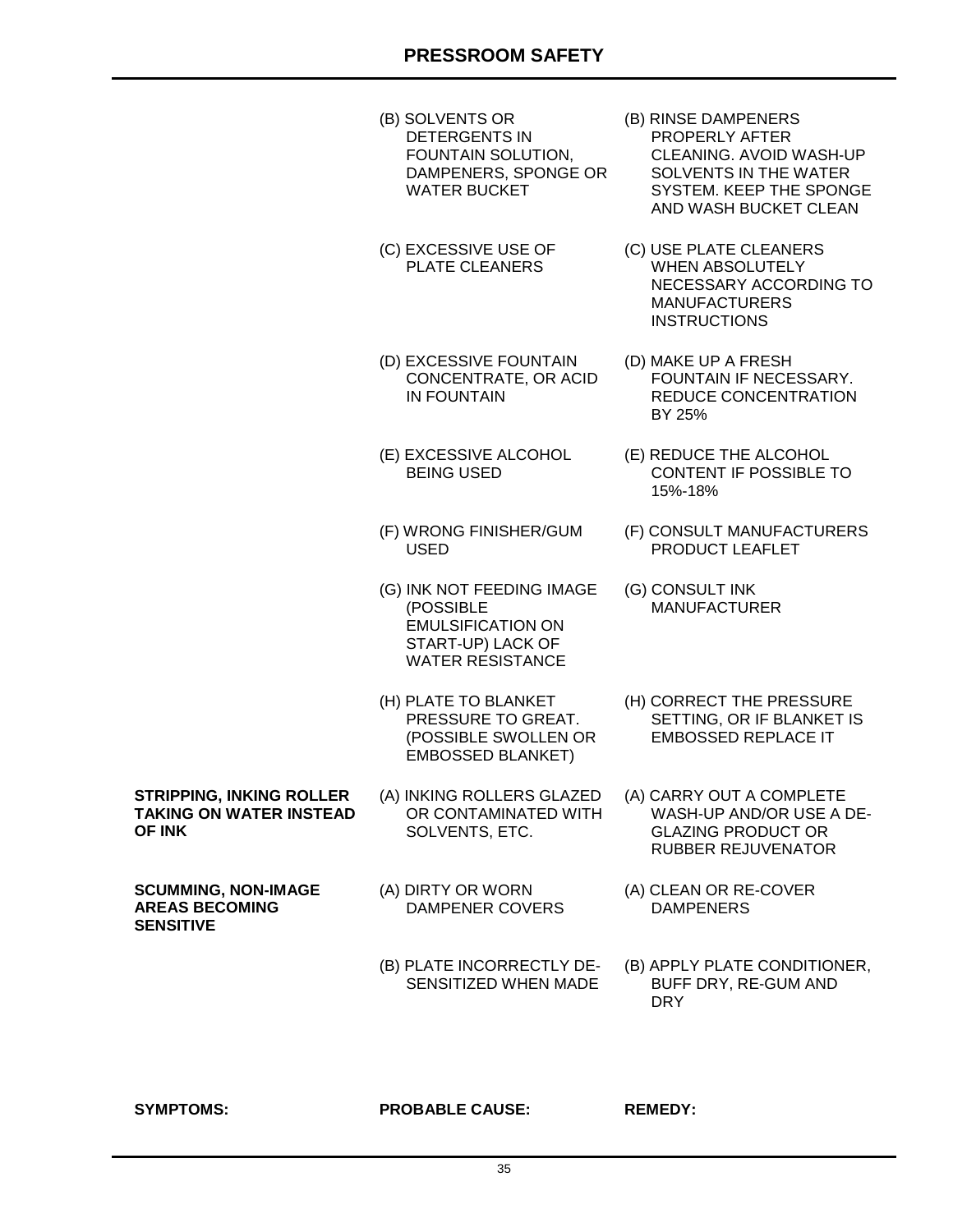## PRESSROOM SAFETY

| SYMPTOMS: | PROBABLE CAUSE: | REMEDY: |
|---|---|---|
| | (B) SOLVENTS OR DETERGENTS IN FOUNTAIN SOLUTION, DAMPENERS, SPONGE OR WATER BUCKET | (B) RINSE DAMPENERS PROPERLY AFTER CLEANING. AVOID WASH-UP SOLVENTS IN THE WATER SYSTEM. KEEP THE SPONGE AND WASH BUCKET CLEAN |
| | (C) EXCESSIVE USE OF PLATE CLEANERS | (C) USE PLATE CLEANERS WHEN ABSOLUTELY NECESSARY ACCORDING TO MANUFACTURERS INSTRUCTIONS |
| | (D) EXCESSIVE FOUNTAIN CONCENTRATE, OR ACID IN FOUNTAIN | (D) MAKE UP A FRESH FOUNTAIN IF NECESSARY. REDUCE CONCENTRATION BY 25% |
| | (E) EXCESSIVE ALCOHOL BEING USED | (E) REDUCE THE ALCOHOL CONTENT IF POSSIBLE TO 15%-18% |
| | (F) WRONG FINISHER/GUM USED | (F) CONSULT MANUFACTURERS PRODUCT LEAFLET |
| | (G) INK NOT FEEDING IMAGE (POSSIBLE EMULSIFICATION ON START-UP) LACK OF WATER RESISTANCE | (G) CONSULT INK MANUFACTURER |
| | (H) PLATE TO BLANKET PRESSURE TO GREAT. (POSSIBLE SWOLLEN OR EMBOSSED BLANKET) | (H) CORRECT THE PRESSURE SETTING, OR IF BLANKET IS EMBOSSED REPLACE IT |
| **STRIPPING, INKING ROLLER TAKING ON WATER INSTEAD OF INK** | (A) INKING ROLLERS GLAZED OR CONTAMINATED WITH SOLVENTS, ETC. | (A) CARRY OUT A COMPLETE WASH-UP AND/OR USE A DE-GLAZING PRODUCT OR RUBBER REJUVENATOR |
| **SCUMMING, NON-IMAGE AREAS BECOMING SENSITIVE** | (A) DIRTY OR WORN DAMPENER COVERS | (A) CLEAN OR RE-COVER DAMPENERS |
| | (B) PLATE INCORRECTLY DE-SENSITIZED WHEN MADE | (B) APPLY PLATE CONDITIONER, BUFF DRY, RE-GUM AND DRY |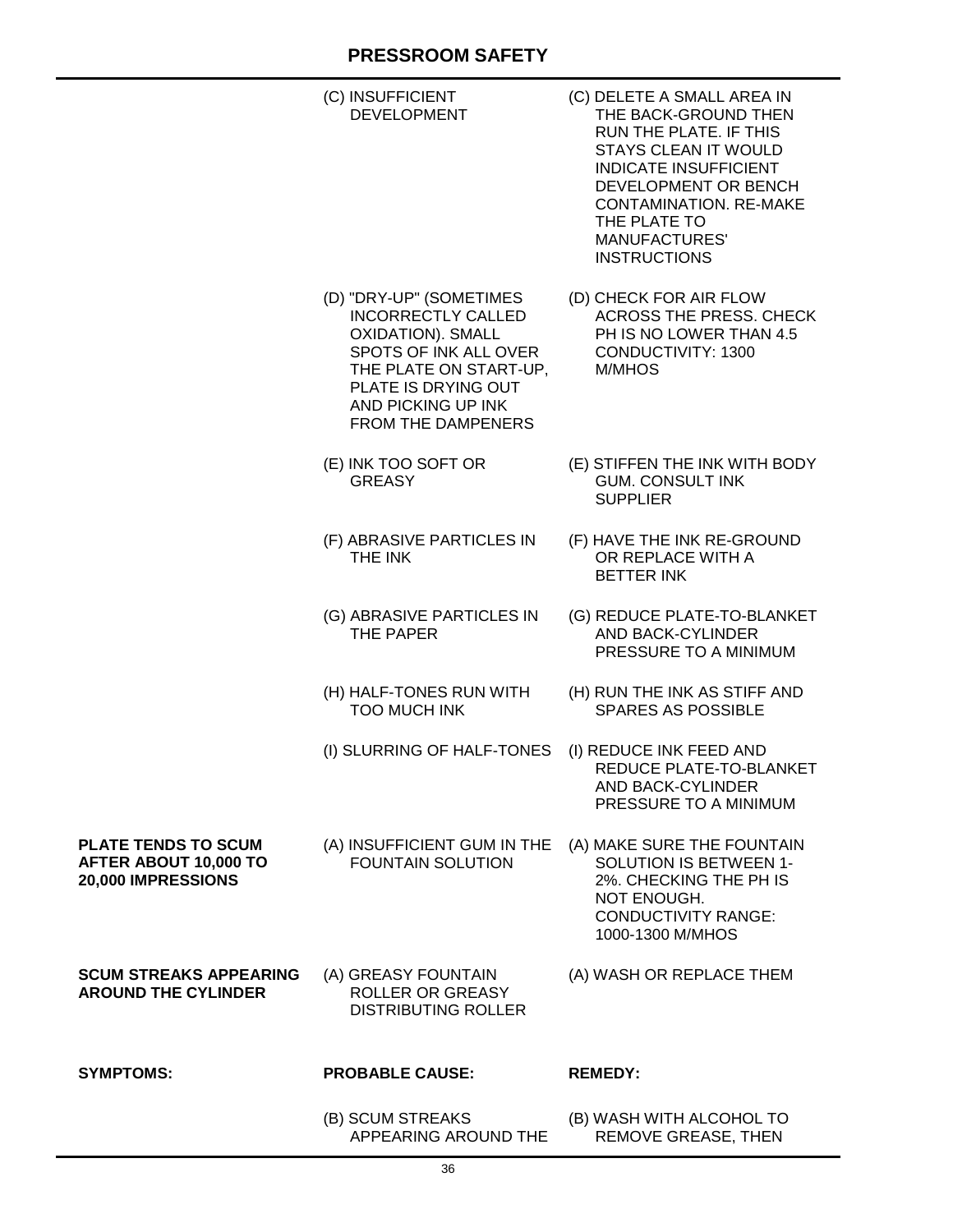| | | |
|---|---|---|
| | (C) INSUFFICIENT DEVELOPMENT | (C) DELETE A SMALL AREA IN THE BACK-GROUND THEN RUN THE PLATE. IF THIS STAYS CLEAN IT WOULD INDICATE INSUFFICIENT DEVELOPMENT OR BENCH CONTAMINATION. RE-MAKE THE PLATE TO MANUFACTURES' INSTRUCTIONS |
| | (D) "DRY-UP" (SOMETIMES INCORRECTLY CALLED OXIDATION). SMALL SPOTS OF INK ALL OVER THE PLATE ON START-UP, PLATE IS DRYING OUT AND PICKING UP INK FROM THE DAMPENERS | (D) CHECK FOR AIR FLOW ACROSS THE PRESS. CHECK PH IS NO LOWER THAN 4.5 CONDUCTIVITY: 1300 M/MHOS |
| | (E) INK TOO SOFT OR GREASY | (E) STIFFEN THE INK WITH BODY GUM. CONSULT INK SUPPLIER |
| | (F) ABRASIVE PARTICLES IN THE INK | (F) HAVE THE INK RE-GROUND OR REPLACE WITH A BETTER INK |
| | (G) ABRASIVE PARTICLES IN THE PAPER | (G) REDUCE PLATE-TO-BLANKET AND BACK-CYLINDER PRESSURE TO A MINIMUM |
| | (H) HALF-TONES RUN WITH TOO MUCH INK | (H) RUN THE INK AS STIFF AND SPARES AS POSSIBLE |
| | (I) SLURRING OF HALF-TONES | (I) REDUCE INK FEED AND REDUCE PLATE-TO-BLANKET AND BACK-CYLINDER PRESSURE TO A MINIMUM |
| **PLATE TENDS TO SCUM AFTER ABOUT 10,000 TO 20,000 IMPRESSIONS** | (A) INSUFFICIENT GUM IN THE FOUNTAIN SOLUTION | (A) MAKE SURE THE FOUNTAIN SOLUTION IS BETWEEN 1-2%. CHECKING THE PH IS NOT ENOUGH. CONDUCTIVITY RANGE: 1000-1300 M/MHOS |
| **SCUM STREAKS APPEARING AROUND THE CYLINDER** | (A) GREASY FOUNTAIN ROLLER OR GREASY DISTRIBUTING ROLLER | (A) WASH OR REPLACE THEM |

| **SYMPTOMS:** | **PROBABLE CAUSE:** | **REMEDY:** |
|---|---|---|
| | (B) SCUM STREAKS APPEARING AROUND THE | (B) WASH WITH ALCOHOL TO REMOVE GREASE, THEN |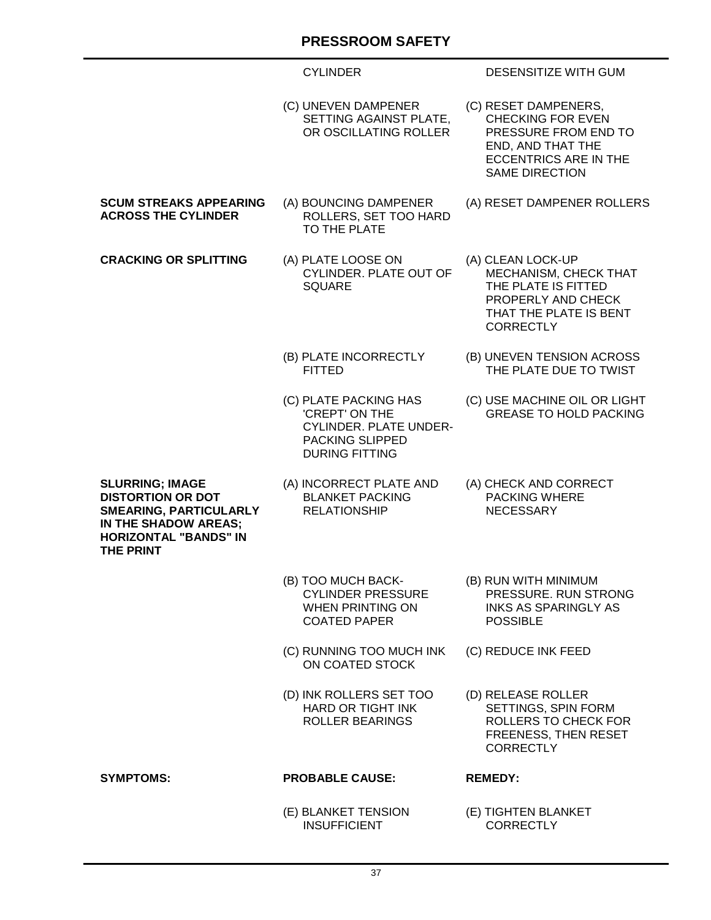## PRESSROOM SAFETY

| | | |
|---|---|---|
| | CYLINDER | DESENSITIZE WITH GUM |
| | (C) UNEVEN DAMPENER SETTING AGAINST PLATE, OR OSCILLATING ROLLER | (C) RESET DAMPENERS, CHECKING FOR EVEN PRESSURE FROM END TO END, AND THAT THE ECCENTRICS ARE IN THE SAME DIRECTION |
| **SCUM STREAKS APPEARING ACROSS THE CYLINDER** | (A) BOUNCING DAMPENER ROLLERS, SET TOO HARD TO THE PLATE | (A) RESET DAMPENER ROLLERS |
| **CRACKING OR SPLITTING** | (A) PLATE LOOSE ON CYLINDER. PLATE OUT OF SQUARE | (A) CLEAN LOCK-UP MECHANISM, CHECK THAT THE PLATE IS FITTED PROPERLY AND CHECK THAT THE PLATE IS BENT CORRECTLY |
| | (B) PLATE INCORRECTLY FITTED | (B) UNEVEN TENSION ACROSS THE PLATE DUE TO TWIST |
| | (C) PLATE PACKING HAS 'CREPT' ON THE CYLINDER. PLATE UNDER-PACKING SLIPPED DURING FITTING | (C) USE MACHINE OIL OR LIGHT GREASE TO HOLD PACKING |
| **SLURRING; IMAGE DISTORTION OR DOT SMEARING, PARTICULARLY IN THE SHADOW AREAS; HORIZONTAL "BANDS" IN THE PRINT** | (A) INCORRECT PLATE AND BLANKET PACKING RELATIONSHIP | (A) CHECK AND CORRECT PACKING WHERE NECESSARY |
| | (B) TOO MUCH BACK-CYLINDER PRESSURE WHEN PRINTING ON COATED PAPER | (B) RUN WITH MINIMUM PRESSURE. RUN STRONG INKS AS SPARINGLY AS POSSIBLE |
| | (C) RUNNING TOO MUCH INK ON COATED STOCK | (C) REDUCE INK FEED |
| | (D) INK ROLLERS SET TOO HARD OR TIGHT INK ROLLER BEARINGS | (D) RELEASE ROLLER SETTINGS, SPIN FORM ROLLERS TO CHECK FOR FREENESS, THEN RESET CORRECTLY |
| **SYMPTOMS:** | **PROBABLE CAUSE:** | **REMEDY:** |
| | (E) BLANKET TENSION INSUFFICIENT | (E) TIGHTEN BLANKET CORRECTLY |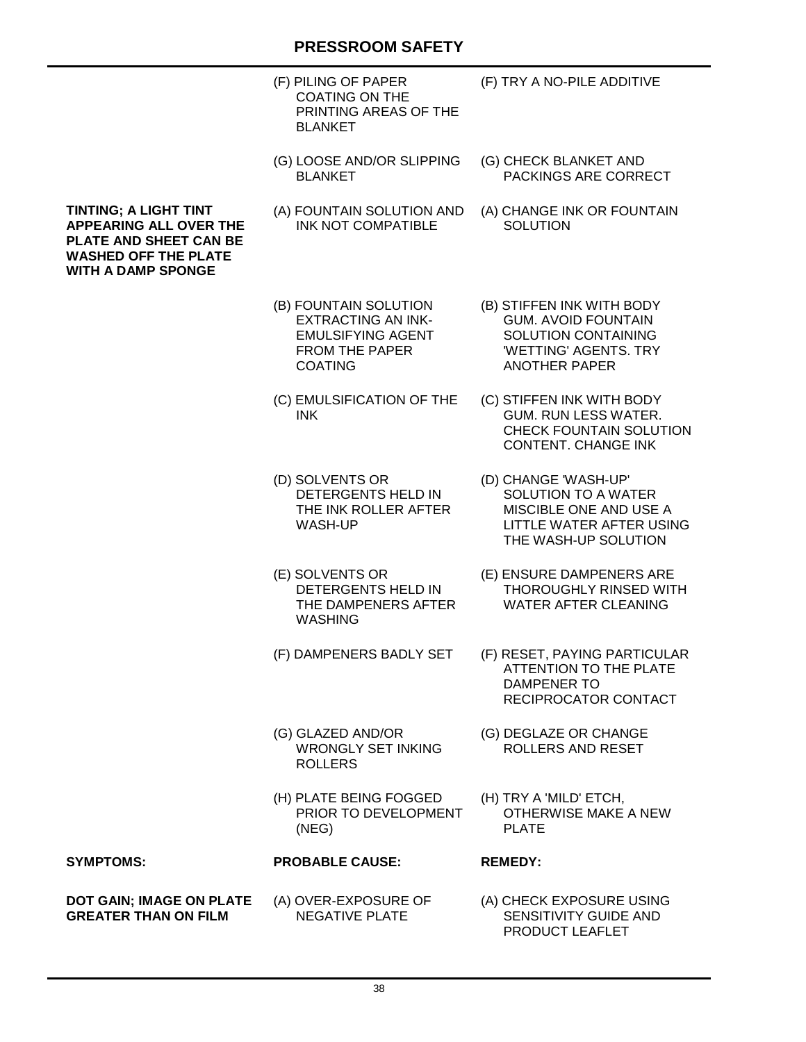| | | |
|---|---|---|
| | (F) PILING OF PAPER COATING ON THE PRINTING AREAS OF THE BLANKET | (F) TRY A NO-PILE ADDITIVE |
| | (G) LOOSE AND/OR SLIPPING BLANKET | (G) CHECK BLANKET AND PACKINGS ARE CORRECT |
| **TINTING; A LIGHT TINT APPEARING ALL OVER THE PLATE AND SHEET CAN BE WASHED OFF THE PLATE WITH A DAMP SPONGE** | (A) FOUNTAIN SOLUTION AND INK NOT COMPATIBLE | (A) CHANGE INK OR FOUNTAIN SOLUTION |
| | (B) FOUNTAIN SOLUTION EXTRACTING AN INK-EMULSIFYING AGENT FROM THE PAPER COATING | (B) STIFFEN INK WITH BODY GUM. AVOID FOUNTAIN SOLUTION CONTAINING 'WETTING' AGENTS. TRY ANOTHER PAPER |
| | (C) EMULSIFICATION OF THE INK | (C) STIFFEN INK WITH BODY GUM. RUN LESS WATER. CHECK FOUNTAIN SOLUTION CONTENT. CHANGE INK |
| | (D) SOLVENTS OR DETERGENTS HELD IN THE INK ROLLER AFTER WASH-UP | (D) CHANGE 'WASH-UP' SOLUTION TO A WATER MISCIBLE ONE AND USE A LITTLE WATER AFTER USING THE WASH-UP SOLUTION |
| | (E) SOLVENTS OR DETERGENTS HELD IN THE DAMPENERS AFTER WASHING | (E) ENSURE DAMPENERS ARE THOROUGHLY RINSED WITH WATER AFTER CLEANING |
| | (F) DAMPENERS BADLY SET | (F) RESET, PAYING PARTICULAR ATTENTION TO THE PLATE DAMPENER TO RECIPROCATOR CONTACT |
| | (G) GLAZED AND/OR WRONGLY SET INKING ROLLERS | (G) DEGLAZE OR CHANGE ROLLERS AND RESET |
| | (H) PLATE BEING FOGGED PRIOR TO DEVELOPMENT (NEG) | (H) TRY A 'MILD' ETCH, OTHERWISE MAKE A NEW PLATE |

| SYMPTOMS: | PROBABLE CAUSE: | REMEDY: |
|---|---|---|
| **DOT GAIN; IMAGE ON PLATE GREATER THAN ON FILM** | (A) OVER-EXPOSURE OF NEGATIVE PLATE | (A) CHECK EXPOSURE USING SENSITIVITY GUIDE AND PRODUCT LEAFLET |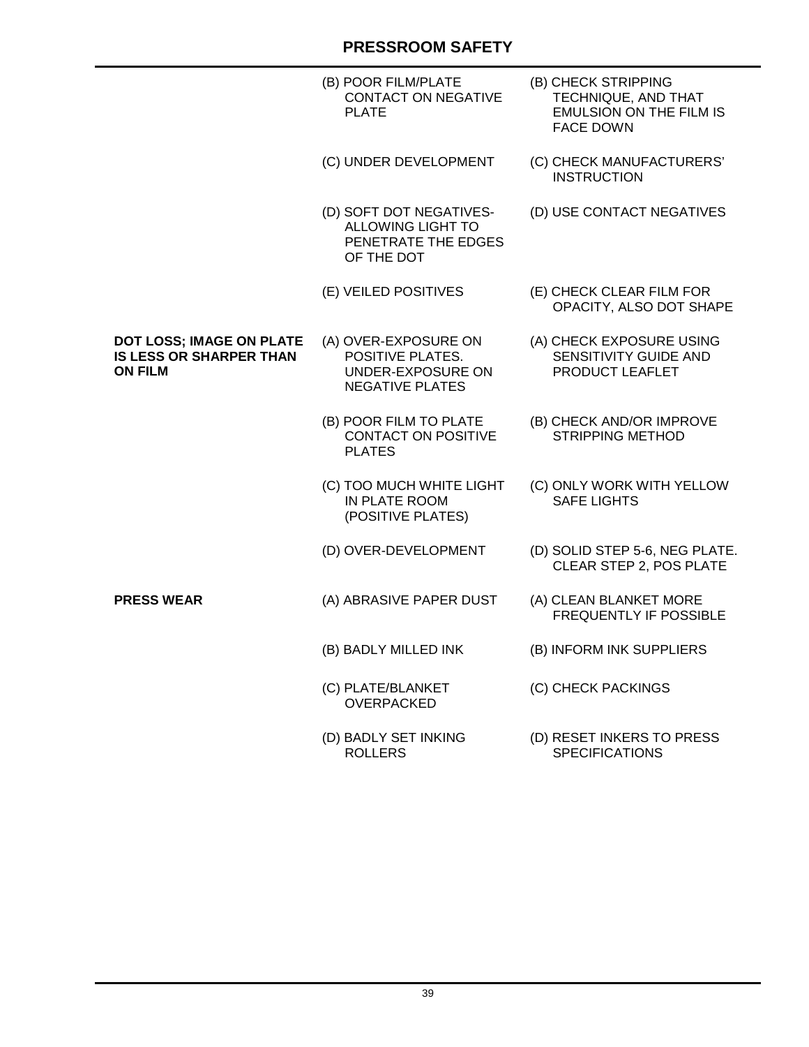| | | |
|---|---|---|
| | (B) POOR FILM/PLATE CONTACT ON NEGATIVE PLATE | (B) CHECK STRIPPING TECHNIQUE, AND THAT EMULSION ON THE FILM IS FACE DOWN |
| | (C) UNDER DEVELOPMENT | (C) CHECK MANUFACTURERS' INSTRUCTION |
| | (D) SOFT DOT NEGATIVES- ALLOWING LIGHT TO PENETRATE THE EDGES OF THE DOT | (D) USE CONTACT NEGATIVES |
| | (E) VEILED POSITIVES | (E) CHECK CLEAR FILM FOR OPACITY, ALSO DOT SHAPE |
| **DOT LOSS; IMAGE ON PLATE IS LESS OR SHARPER THAN ON FILM** | (A) OVER-EXPOSURE ON POSITIVE PLATES. UNDER-EXPOSURE ON NEGATIVE PLATES | (A) CHECK EXPOSURE USING SENSITIVITY GUIDE AND PRODUCT LEAFLET |
| | (B) POOR FILM TO PLATE CONTACT ON POSITIVE PLATES | (B) CHECK AND/OR IMPROVE STRIPPING METHOD |
| | (C) TOO MUCH WHITE LIGHT IN PLATE ROOM (POSITIVE PLATES) | (C) ONLY WORK WITH YELLOW SAFE LIGHTS |
| | (D) OVER-DEVELOPMENT | (D) SOLID STEP 5-6, NEG PLATE. CLEAR STEP 2, POS PLATE |
| **PRESS WEAR** | (A) ABRASIVE PAPER DUST | (A) CLEAN BLANKET MORE FREQUENTLY IF POSSIBLE |
| | (B) BADLY MILLED INK | (B) INFORM INK SUPPLIERS |
| | (C) PLATE/BLANKET OVERPACKED | (C) CHECK PACKINGS |
| | (D) BADLY SET INKING ROLLERS | (D) RESET INKERS TO PRESS SPECIFICATIONS |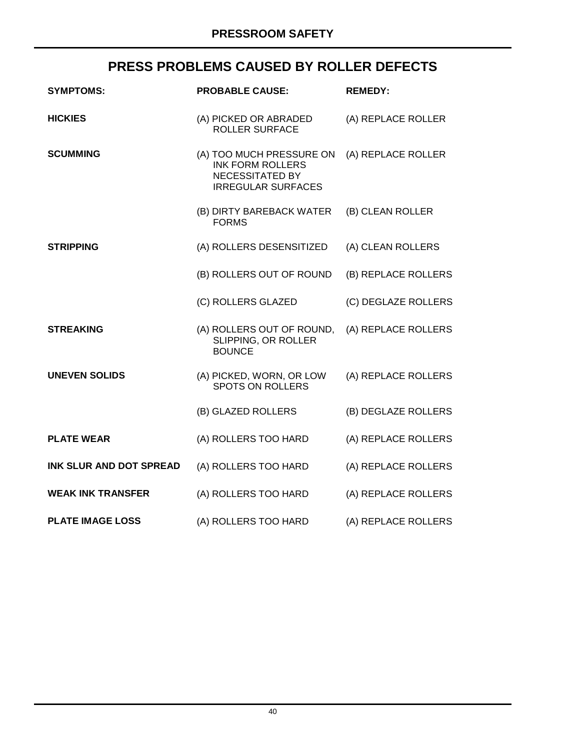## PRESS PROBLEMS CAUSED BY ROLLER DEFECTS

| SYMPTOMS: | PROBABLE CAUSE: | REMEDY: |
|---|---|---|
| **HICKIES** | (A) PICKED OR ABRADED ROLLER SURFACE | (A) REPLACE ROLLER |
| **SCUMMING** | (A) TOO MUCH PRESSURE ON INK FORM ROLLERS NECESSITATED BY IRREGULAR SURFACES | (A) REPLACE ROLLER |
| | (B) DIRTY BAREBACK WATER FORMS | (B) CLEAN ROLLER |
| **STRIPPING** | (A) ROLLERS DESENSITIZED | (A) CLEAN ROLLERS |
| | (B) ROLLERS OUT OF ROUND | (B) REPLACE ROLLERS |
| | (C) ROLLERS GLAZED | (C) DEGLAZE ROLLERS |
| **STREAKING** | (A) ROLLERS OUT OF ROUND, SLIPPING, OR ROLLER BOUNCE | (A) REPLACE ROLLERS |
| **UNEVEN SOLIDS** | (A) PICKED, WORN, OR LOW SPOTS ON ROLLERS | (A) REPLACE ROLLERS |
| | (B) GLAZED ROLLERS | (B) DEGLAZE ROLLERS |
| **PLATE WEAR** | (A) ROLLERS TOO HARD | (A) REPLACE ROLLERS |
| **INK SLUR AND DOT SPREAD** | (A) ROLLERS TOO HARD | (A) REPLACE ROLLERS |
| **WEAK INK TRANSFER** | (A) ROLLERS TOO HARD | (A) REPLACE ROLLERS |
| **PLATE IMAGE LOSS** | (A) ROLLERS TOO HARD | (A) REPLACE ROLLERS |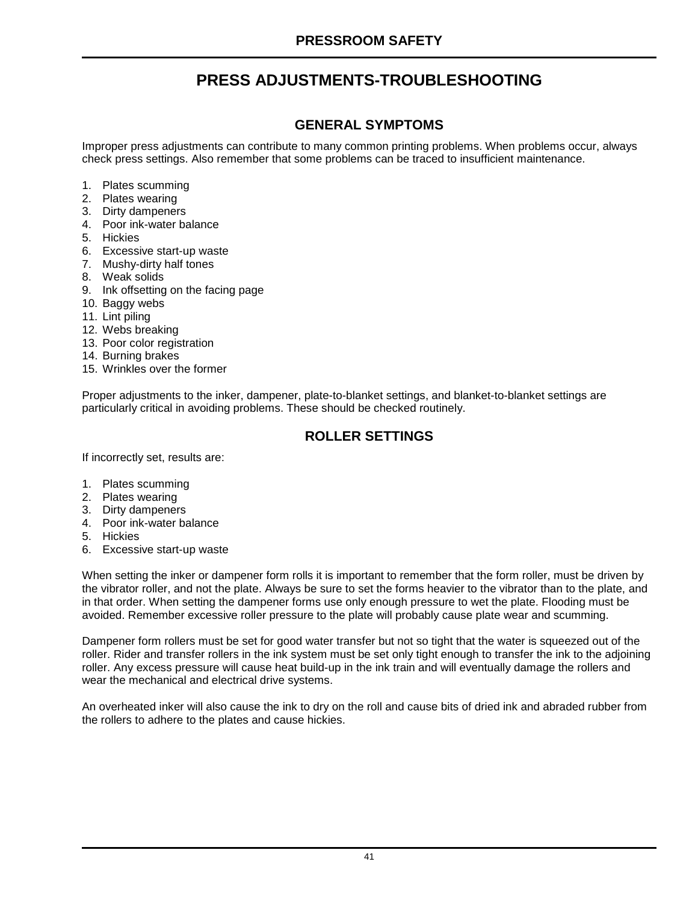# PRESS ADJUSTMENTS-TROUBLESHOOTING

## GENERAL SYMPTOMS

Improper press adjustments can contribute to many common printing problems. When problems occur, always check press settings. Also remember that some problems can be traced to insufficient maintenance.

1. Plates scumming
2. Plates wearing
3. Dirty dampeners
4. Poor ink-water balance
5. Hickies
6. Excessive start-up waste
7. Mushy-dirty half tones
8. Weak solids
9. Ink offsetting on the facing page
10. Baggy webs
11. Lint piling
12. Webs breaking
13. Poor color registration
14. Burning brakes
15. Wrinkles over the former

Proper adjustments to the inker, dampener, plate-to-blanket settings, and blanket-to-blanket settings are particularly critical in avoiding problems. These should be checked routinely.

## ROLLER SETTINGS

If incorrectly set, results are:

1. Plates scumming
2. Plates wearing
3. Dirty dampeners
4. Poor ink-water balance
5. Hickies
6. Excessive start-up waste

When setting the inker or dampener form rolls it is important to remember that the form roller, must be driven by the vibrator roller, and not the plate. Always be sure to set the forms heavier to the vibrator than to the plate, and in that order. When setting the dampener forms use only enough pressure to wet the plate. Flooding must be avoided. Remember excessive roller pressure to the plate will probably cause plate wear and scumming.

Dampener form rollers must be set for good water transfer but not so tight that the water is squeezed out of the roller. Rider and transfer rollers in the ink system must be set only tight enough to transfer the ink to the adjoining roller. Any excess pressure will cause heat build-up in the ink train and will eventually damage the rollers and wear the mechanical and electrical drive systems.

An overheated inker will also cause the ink to dry on the roll and cause bits of dried ink and abraded rubber from the rollers to adhere to the plates and cause hickies.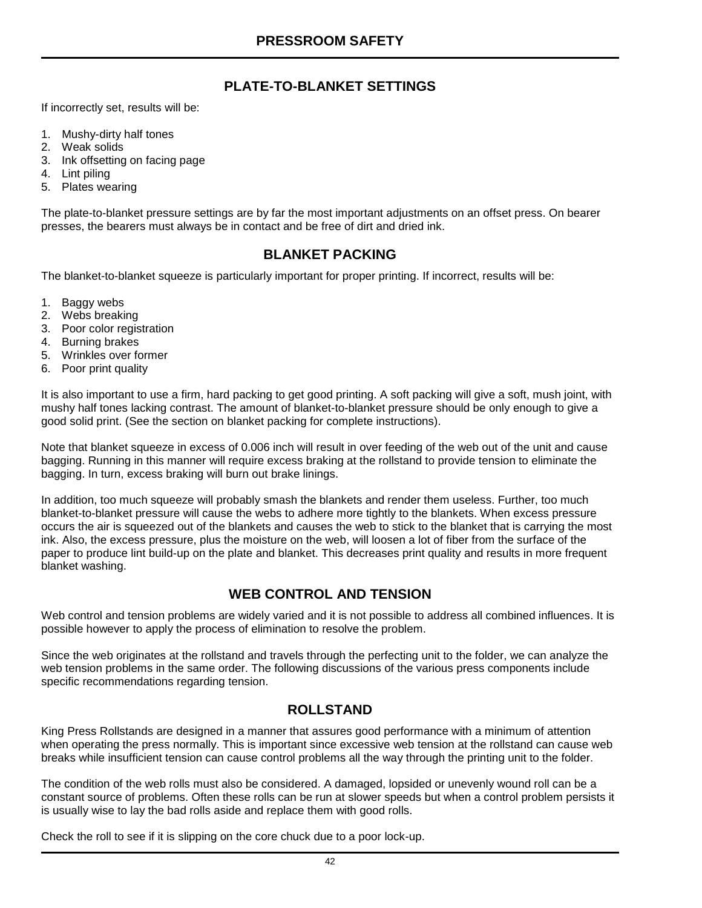## PLATE-TO-BLANKET SETTINGS

If incorrectly set, results will be:

1. Mushy-dirty half tones
2. Weak solids
3. Ink offsetting on facing page
4. Lint piling
5. Plates wearing

The plate-to-blanket pressure settings are by far the most important adjustments on an offset press. On bearer presses, the bearers must always be in contact and be free of dirt and dried ink.

## BLANKET PACKING

The blanket-to-blanket squeeze is particularly important for proper printing. If incorrect, results will be:

1. Baggy webs
2. Webs breaking
3. Poor color registration
4. Burning brakes
5. Wrinkles over former
6. Poor print quality

It is also important to use a firm, hard packing to get good printing. A soft packing will give a soft, mush joint, with mushy half tones lacking contrast. The amount of blanket-to-blanket pressure should be only enough to give a good solid print. (See the section on blanket packing for complete instructions).

Note that blanket squeeze in excess of 0.006 inch will result in over feeding of the web out of the unit and cause bagging. Running in this manner will require excess braking at the rollstand to provide tension to eliminate the bagging. In turn, excess braking will burn out brake linings.

In addition, too much squeeze will probably smash the blankets and render them useless. Further, too much blanket-to-blanket pressure will cause the webs to adhere more tightly to the blankets. When excess pressure occurs the air is squeezed out of the blankets and causes the web to stick to the blanket that is carrying the most ink. Also, the excess pressure, plus the moisture on the web, will loosen a lot of fiber from the surface of the paper to produce lint build-up on the plate and blanket. This decreases print quality and results in more frequent blanket washing.

## WEB CONTROL AND TENSION

Web control and tension problems are widely varied and it is not possible to address all combined influences. It is possible however to apply the process of elimination to resolve the problem.

Since the web originates at the rollstand and travels through the perfecting unit to the folder, we can analyze the web tension problems in the same order. The following discussions of the various press components include specific recommendations regarding tension.

## ROLLSTAND

King Press Rollstands are designed in a manner that assures good performance with a minimum of attention when operating the press normally. This is important since excessive web tension at the rollstand can cause web breaks while insufficient tension can cause control problems all the way through the printing unit to the folder.

The condition of the web rolls must also be considered. A damaged, lopsided or unevenly wound roll can be a constant source of problems. Often these rolls can be run at slower speeds but when a control problem persists it is usually wise to lay the bad rolls aside and replace them with good rolls.

Check the roll to see if it is slipping on the core chuck due to a poor lock-up.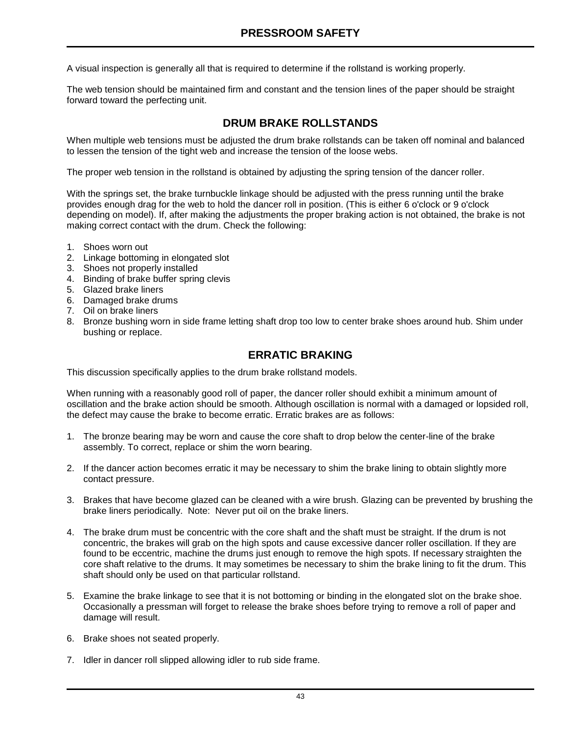A visual inspection is generally all that is required to determine if the rollstand is working properly.

The web tension should be maintained firm and constant and the tension lines of the paper should be straight forward toward the perfecting unit.

## DRUM BRAKE ROLLSTANDS

When multiple web tensions must be adjusted the drum brake rollstands can be taken off nominal and balanced to lessen the tension of the tight web and increase the tension of the loose webs.

The proper web tension in the rollstand is obtained by adjusting the spring tension of the dancer roller.

With the springs set, the brake turnbuckle linkage should be adjusted with the press running until the brake provides enough drag for the web to hold the dancer roll in position. (This is either 6 o'clock or 9 o'clock depending on model). If, after making the adjustments the proper braking action is not obtained, the brake is not making correct contact with the drum. Check the following:

1. Shoes worn out
2. Linkage bottoming in elongated slot
3. Shoes not properly installed
4. Binding of brake buffer spring clevis
5. Glazed brake liners
6. Damaged brake drums
7. Oil on brake liners
8. Bronze bushing worn in side frame letting shaft drop too low to center brake shoes around hub. Shim under bushing or replace.

## ERRATIC BRAKING

This discussion specifically applies to the drum brake rollstand models.

When running with a reasonably good roll of paper, the dancer roller should exhibit a minimum amount of oscillation and the brake action should be smooth. Although oscillation is normal with a damaged or lopsided roll, the defect may cause the brake to become erratic. Erratic brakes are as follows:

1. The bronze bearing may be worn and cause the core shaft to drop below the center-line of the brake assembly. To correct, replace or shim the worn bearing.

2. If the dancer action becomes erratic it may be necessary to shim the brake lining to obtain slightly more contact pressure.

3. Brakes that have become glazed can be cleaned with a wire brush. Glazing can be prevented by brushing the brake liners periodically. Note: Never put oil on the brake liners.

4. The brake drum must be concentric with the core shaft and the shaft must be straight. If the drum is not concentric, the brakes will grab on the high spots and cause excessive dancer roller oscillation. If they are found to be eccentric, machine the drums just enough to remove the high spots. If necessary straighten the core shaft relative to the drums. It may sometimes be necessary to shim the brake lining to fit the drum. This shaft should only be used on that particular rollstand.

5. Examine the brake linkage to see that it is not bottoming or binding in the elongated slot on the brake shoe. Occasionally a pressman will forget to release the brake shoes before trying to remove a roll of paper and damage will result.

6. Brake shoes not seated properly.

7. Idler in dancer roll slipped allowing idler to rub side frame.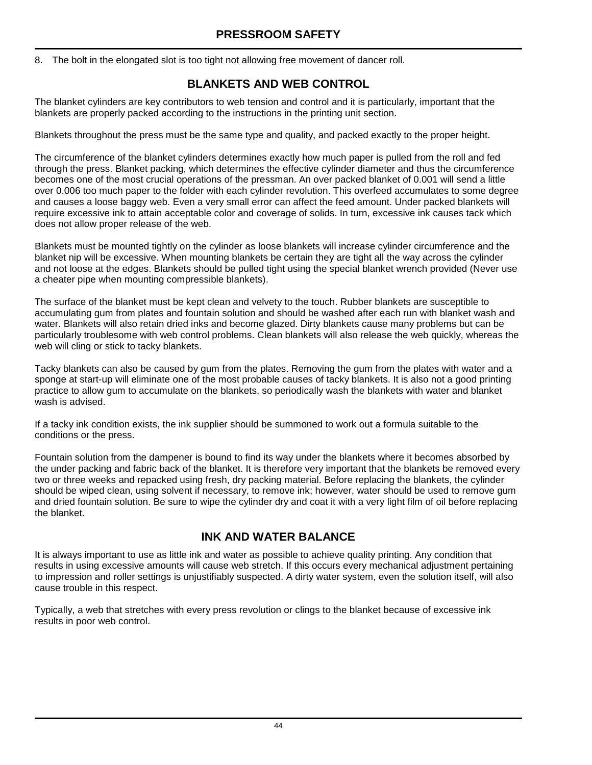8. The bolt in the elongated slot is too tight not allowing free movement of dancer roll.

## BLANKETS AND WEB CONTROL

The blanket cylinders are key contributors to web tension and control and it is particularly, important that the blankets are properly packed according to the instructions in the printing unit section.

Blankets throughout the press must be the same type and quality, and packed exactly to the proper height.

The circumference of the blanket cylinders determines exactly how much paper is pulled from the roll and fed through the press. Blanket packing, which determines the effective cylinder diameter and thus the circumference becomes one of the most crucial operations of the pressman. An over packed blanket of 0.001 will send a little over 0.006 too much paper to the folder with each cylinder revolution. This overfeed accumulates to some degree and causes a loose baggy web. Even a very small error can affect the feed amount. Under packed blankets will require excessive ink to attain acceptable color and coverage of solids. In turn, excessive ink causes tack which does not allow proper release of the web.

Blankets must be mounted tightly on the cylinder as loose blankets will increase cylinder circumference and the blanket nip will be excessive. When mounting blankets be certain they are tight all the way across the cylinder and not loose at the edges. Blankets should be pulled tight using the special blanket wrench provided (Never use a cheater pipe when mounting compressible blankets).

The surface of the blanket must be kept clean and velvety to the touch. Rubber blankets are susceptible to accumulating gum from plates and fountain solution and should be washed after each run with blanket wash and water. Blankets will also retain dried inks and become glazed. Dirty blankets cause many problems but can be particularly troublesome with web control problems. Clean blankets will also release the web quickly, whereas the web will cling or stick to tacky blankets.

Tacky blankets can also be caused by gum from the plates. Removing the gum from the plates with water and a sponge at start-up will eliminate one of the most probable causes of tacky blankets. It is also not a good printing practice to allow gum to accumulate on the blankets, so periodically wash the blankets with water and blanket wash is advised.

If a tacky ink condition exists, the ink supplier should be summoned to work out a formula suitable to the conditions or the press.

Fountain solution from the dampener is bound to find its way under the blankets where it becomes absorbed by the under packing and fabric back of the blanket. It is therefore very important that the blankets be removed every two or three weeks and repacked using fresh, dry packing material. Before replacing the blankets, the cylinder should be wiped clean, using solvent if necessary, to remove ink; however, water should be used to remove gum and dried fountain solution. Be sure to wipe the cylinder dry and coat it with a very light film of oil before replacing the blanket.

## INK AND WATER BALANCE

It is always important to use as little ink and water as possible to achieve quality printing. Any condition that results in using excessive amounts will cause web stretch. If this occurs every mechanical adjustment pertaining to impression and roller settings is unjustifiably suspected. A dirty water system, even the solution itself, will also cause trouble in this respect.

Typically, a web that stretches with every press revolution or clings to the blanket because of excessive ink results in poor web control.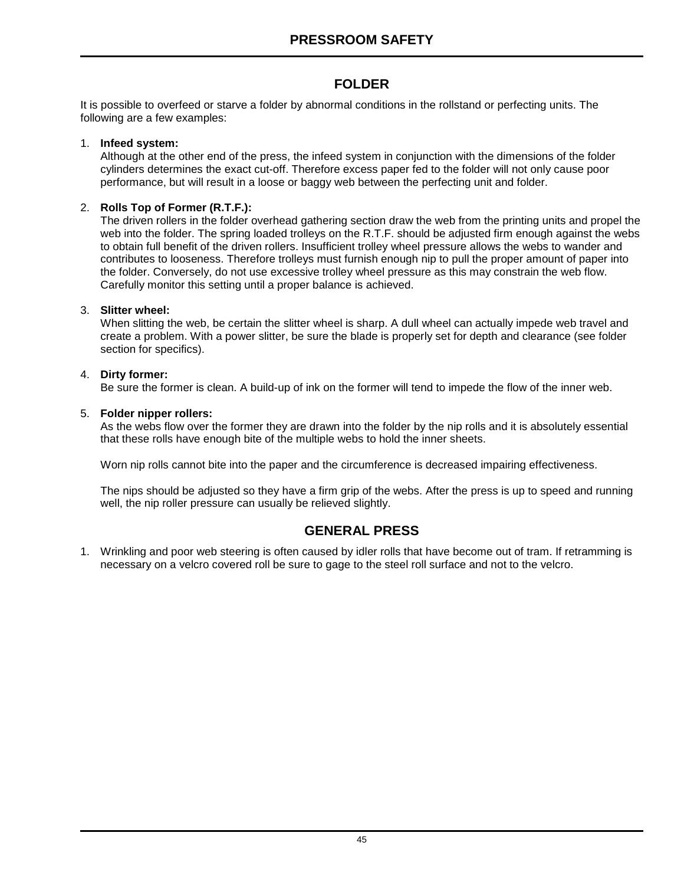# PRESSROOM SAFETY

## FOLDER

It is possible to overfeed or starve a folder by abnormal conditions in the rollstand or perfecting units. The following are a few examples:

1. **Infeed system:**
   Although at the other end of the press, the infeed system in conjunction with the dimensions of the folder cylinders determines the exact cut-off. Therefore excess paper fed to the folder will not only cause poor performance, but will result in a loose or baggy web between the perfecting unit and folder.

2. **Rolls Top of Former (R.T.F.):**
   The driven rollers in the folder overhead gathering section draw the web from the printing units and propel the web into the folder. The spring loaded trolleys on the R.T.F. should be adjusted firm enough against the webs to obtain full benefit of the driven rollers. Insufficient trolley wheel pressure allows the webs to wander and contributes to looseness. Therefore trolleys must furnish enough nip to pull the proper amount of paper into the folder. Conversely, do not use excessive trolley wheel pressure as this may constrain the web flow. Carefully monitor this setting until a proper balance is achieved.

3. **Slitter wheel:**
   When slitting the web, be certain the slitter wheel is sharp. A dull wheel can actually impede web travel and create a problem. With a power slitter, be sure the blade is properly set for depth and clearance (see folder section for specifics).

4. **Dirty former:**
   Be sure the former is clean. A build-up of ink on the former will tend to impede the flow of the inner web.

5. **Folder nipper rollers:**
   As the webs flow over the former they are drawn into the folder by the nip rolls and it is absolutely essential that these rolls have enough bite of the multiple webs to hold the inner sheets.

   Worn nip rolls cannot bite into the paper and the circumference is decreased impairing effectiveness.

   The nips should be adjusted so they have a firm grip of the webs. After the press is up to speed and running well, the nip roller pressure can usually be relieved slightly.

## GENERAL PRESS

1. Wrinkling and poor web steering is often caused by idler rolls that have become out of tram. If retramming is necessary on a velcro covered roll be sure to gage to the steel roll surface and not to the velcro.